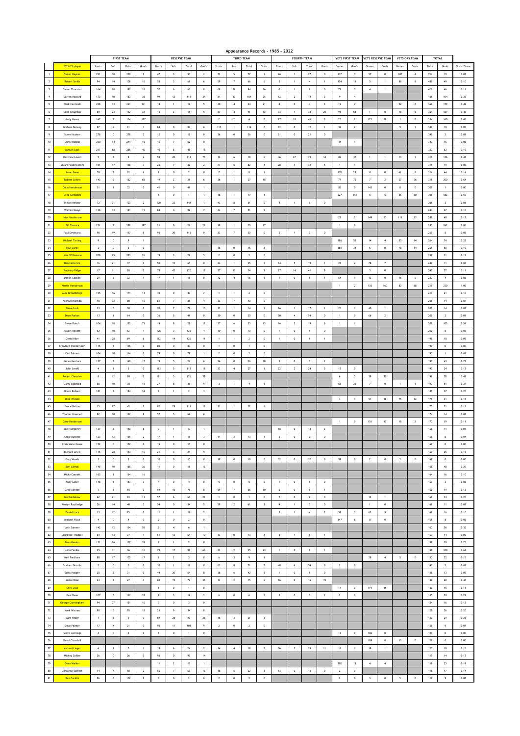# Appearance Records - 1985 - 2022

| | | FIRST TEAM | | | | RESERVE TEAM | | | | THIRD TEAM | | | | FOURTH TEAM | | | | VETS FIRST TEAM | | VETS RESERVE TEAM | | VETS O45 TEAM | | TOTAL | | |
|---|---|---|---|---|---|---|---|---|---|---|---|---|---|---|---|---|---|---|---|---|---|---|---|---|---|---|
| | 2021/22 player | Starts | Sub | Total | Goals | Starts | Sub | Total | Goals | Starts | Sub | Total | Goals | Starts | Sub | Total | Goals | Games | Goals | Games | Goals | Games | Goals | Total | Goals | Goals/Game |
| 1 | Simon Haynes | 221 | 38 | 259 | 9 | 47 | 3 | 50 | 2 | 72 | 5 | 77 | 1 | 26 | 1 | 27 | 0 | 137 | 3 | 57 | 0 | 107 | 4 | 714 | 19 | 0.03 |
| 2 | Robert Smith | 94 | 14 | 108 | 16 | 58 | 3 | 61 | 6 | 59 | 7 | 66 | 6 | 3 | 1 | 4 | 1 | 154 | 11 | 5 | 1 | 88 | 8 | 486 | 49 | 0.10 |
| 3 | Simon Thurston | 164 | 28 | 192 | 18 | 57 | 6 | 63 | 8 | 68 | 26 | 94 | 16 | 0 | 1 | 1 | 0 | 73 | 3 | 4 | 1 | | | 426 | 46 | 0.11 |
| 4 | Darren Howard | 173 | 10 | 183 | 38 | 99 | 12 | 111 | 34 | 81 | 23 | 104 | 25 | 12 | 2 | 14 | 3 | 9 | 4 | | | | | 421 | 104 | 0.25 |
| 5 | Mark Cantwell | 248 | 13 | 261 | 141 | 18 | 1 | 19 | 5 | 40 | 4 | 44 | 21 | 4 | 0 | 4 | 3 | 19 | 7 | | | 22 | 2 | 369 | 179 | 0.49 |
| 6 | Colin Chapman | 89 | 23 | 112 | 32 | 13 | 2 | 15 | 5 | 87 | 4 | 91 | 52 | 33 | 1 | 34 | 20 | 93 | 53 | 1 | 0 | 18 | 5 | 364 | 167 | 0.46 |
| 7 | Andy Hearn | 147 | 7 | 154 | 127 | | | | | 2 | 2 | 4 | 0 | 27 | 18 | 45 | 3 | 25 | 2 | 125 | 28 | 1 | 0 | 354 | 160 | 0.45 |
| 8 | Graham Bonney | 87 | 4 | 91 | 1 | 84 | 0 | 84 | 6 | 113 | 1 | 114 | 7 | 12 | 0 | 12 | 1 | 39 | 2 | | | 9 | 1 | 349 | 18 | 0.05 |
| 9 | Steve Hudson | 278 | 0 | 278 | 2 | 12 | 0 | 12 | 0 | 36 | 0 | 36 | 0 | 21 | 0 | 21 | 0 | | | | | | | 347 | 2 | 0.01 |
| 10 | Chris Watson | 230 | 14 | 244 | 15 | 45 | 7 | 52 | 0 | | | | | | | | | 44 | 1 | | | | | 340 | 16 | 0.05 |
| 11 | Samuel Lock | 217 | 68 | 285 | 46 | 40 | 5 | 45 | 16 | | | | | | | | | | | | | | | 330 | 62 | 0.19 |
| 12 | Matthew Lovell | 5 | 3 | 8 | 2 | 94 | 20 | 114 | 75 | 12 | 6 | 18 | 6 | 46 | 27 | 73 | 14 | 89 | 37 | 1 | 1 | 13 | 1 | 316 | 136 | 0.43 |
| 13 | Stuart Feakins (RIP) | 151 | 17 | 168 | 7 | 25 | 7 | 32 | 2 | 77 | 5 | 82 | 4 | 28 | 4 | 32 | 5 | 1 | 1 | | | | | 315 | 19 | 0.06 |
| 14 | Jason Swan | 59 | 3 | 62 | 6 | 2 | 0 | 2 | 0 | 7 | 1 | 8 | 1 | | | | | 170 | 29 | 11 | 0 | 61 | 8 | 314 | 44 | 0.14 |
| 15 | Robert Collins | 143 | 9 | 152 | 65 | 19 | 2 | 21 | 6 | 26 | 1 | 27 | 15 | | | | | 77 | 76 | 7 | 2 | 27 | 36 | 311 | 200 | 0.64 |
| 16 | Colin Henderson | 31 | 1 | 32 | 0 | 41 | 0 | 41 | 1 | | | | | | | | | 85 | 0 | 143 | 0 | 8 | 0 | 309 | 1 | 0.00 |
| 17 | Greg Campbell | | | | | 1 | 0 | 1 | 1 | 18 | 1 | 19 | 4 | | | | | 227 | 112 | 5 | 5 | 56 | 60 | 308 | 182 | 0.59 |
| 18 | Steve Kinnear | 72 | 31 | 103 | 2 | 120 | 22 | 142 | 1 | 43 | 8 | 51 | 0 | 4 | 1 | 5 | 0 | | | | | | | 301 | 3 | 0.01 |
| 19 | Warren Keeys | 126 | 13 | 141 | 15 | 88 | 4 | 92 | 7 | 44 | 7 | 51 | 5 | | | | | | | | | | | 284 | 27 | 0.10 |
| 20 | John Henderson | | | | | | | | | | | | | | | | | 22 | 2 | 149 | 23 | 111 | 23 | 282 | 48 | 0.17 |
| 21 | Bill Texeira | 231 | 7 | 238 | 197 | 21 | 0 | 21 | 28 | 19 | 1 | 20 | 17 | | | | | 1 | 0 | | | | | 280 | 242 | 0.86 |
| 22 | Paul Dewhurst | 98 | 19 | 117 | 5 | 95 | 20 | 115 | 0 | 23 | 7 | 30 | 0 | 2 | 1 | 3 | 0 | | | | | | | 265 | 5 | 0.02 |
| 23 | Michael Tarling | 9 | 0 | 9 | 1 | | | | | | | | | | | | | 186 | 55 | 14 | 4 | 55 | 14 | 264 | 74 | 0.28 |
| 24 | Paul Carey | 2 | 0 | 2 | 0 | | | | | 16 | 0 | 16 | 2 | | | | | 160 | 34 | 5 | 0 | 78 | 14 | 261 | 50 | 0.19 |
| 25 | Luke Williamson | 208 | 25 | 233 | 26 | 19 | 3 | 22 | 5 | 2 | 0 | 2 | 0 | | | | | | | | | | | 257 | 31 | 0.12 |
| 26 | Dan Catterick | 16 | 21 | 37 | 0 | 50 | 15 | 65 | 0 | 24 | 1 | 25 | 1 | 14 | 5 | 19 | 1 | 23 | 2 | 78 | 7 | | | 247 | 11 | 0.04 |
| 27 | Anthony Ridge | 17 | 11 | 28 | 2 | 78 | 42 | 120 | 13 | 37 | 17 | 54 | 3 | 27 | 14 | 41 | 9 | | | 3 | 0 | | | 246 | 27 | 0.11 |
| 28 | Daniel Cocklin | 29 | 3 | 32 | 1 | 17 | 1 | 18 | 0 | 72 | 4 | 76 | 1 | 1 | 0 | 1 | 1 | 64 | 1 | 13 | 0 | 16 | 0 | 220 | 4 | 0.02 |
| 29 | Martin Henderson | | | | | | | | | | | | | | | | | 1 | 2 | 135 | 160 | 80 | 68 | 216 | 230 | 1.06 |
| 30 | Alex Broadbridge | 155 | 16 | 171 | 14 | 40 | 0 | 40 | 7 | 1 | 1 | 2 | 0 | | | | | | | | | | | 213 | 21 | 0.10 |
| 31 | Michael Norman | 48 | 32 | 80 | 10 | 81 | 7 | 88 | 4 | 33 | 7 | 40 | 0 | | | | | | | | | | | 208 | 14 | 0.07 |
| 32 | Steve Luck | 33 | 5 | 38 | 0 | 70 | 7 | 77 | 10 | 13 | 1 | 14 | 1 | 16 | 1 | 17 | 1 | 20 | 1 | 40 | 1 | | | 206 | 14 | 0.07 |
| 33 | Dean Parkes | 13 | 1 | 14 | 0 | 36 | 5 | 41 | 0 | 30 | 0 | 30 | 0 | 50 | 4 | 54 | 0 | 1 | 0 | 66 | 2 | | | 206 | 2 | 0.01 |
| 34 | Steve Roach | 104 | 18 | 122 | 71 | 19 | 8 | 27 | 12 | 27 | 6 | 33 | 13 | 16 | 3 | 19 | 6 | 1 | 1 | | | | | 202 | 103 | 0.51 |
| 35 | Stuart Kellett | 52 | 10 | 62 | 1 | 126 | 3 | 129 | 4 | 10 | 0 | 10 | 0 | 1 | 0 | 1 | 0 | | | | | | | 202 | 5 | 0.02 |
| 36 | Chris Killer | 41 | 28 | 69 | 6 | 112 | 14 | 126 | 11 | 1 | 1 | 2 | 0 | 1 | 0 | 1 | 1 | | | | | | | 198 | 18 | 0.09 |
| 37 | Crawford Plenderleith | 115 | 1 | 116 | 0 | 80 | 0 | 80 | 0 | 1 | 0 | 1 | 0 | | | | | | | | | | | 197 | 0 | 0.00 |
| 38 | Carl Salmon | 104 | 10 | 114 | 0 | 79 | 0 | 79 | 1 | 2 | 0 | 2 | 0 | | | | | | | | | | | 195 | 1 | 0.01 |
| 39 | James Meeham | 137 | 3 | 140 | 17 | 19 | 5 | 24 | 6 | 26 | 0 | 26 | 18 | 3 | 0 | 3 | 2 | | | | | | | 193 | 43 | 0.22 |
| 40 | John Lovell | 4 | 1 | 5 | 0 | 113 | 5 | 118 | 18 | 23 | 4 | 27 | 1 | 22 | 2 | 24 | 5 | 19 | 0 | | | | | 193 | 24 | 0.12 |
| 41 | Robert Chessher | 8 | 12 | 20 | 2 | 121 | 5 | 126 | 39 | | | | | | | | | 6 | 5 | 39 | 32 | | | 191 | 78 | 0.41 |
| 42 | Garry Sapsford | 68 | 10 | 78 | 15 | 27 | 8 | 35 | 9 | 3 | 1 | 4 | 1 | | | | | 65 | 25 | 7 | 0 | 1 | 1 | 190 | 51 | 0.27 |
| 43 | Bruce Robson | 181 | 3 | 184 | 34 | 1 | 1 | 2 | 3 | | | | | | | | | | | | | | | 186 | 37 | 0.20 |
| 44 | Ollie Watson | | | | | | | | | | | | | | | | | 4 | 1 | 97 | 18 | 75 | 12 | 176 | 31 | 0.18 |
| 45 | Bruce Belton | 15 | 27 | 42 | 2 | 82 | 29 | 111 | 13 | 21 | 1 | 22 | 6 | | | | | | | | | | | 175 | 21 | 0.12 |
| 46 | Thomas Grennell | 82 | 30 | 112 | 8 | 57 | 5 | 62 | 6 | | | | | | | | | | | | | | | 174 | 14 | 0.08 |
| 47 | Gary Henderson | | | | | | | | | | | | | | | | | 1 | 0 | 151 | 17 | 18 | 2 | 170 | 19 | 0.11 |
| 48 | Jon Humphrey | 137 | 3 | 140 | 8 | 9 | 1 | 10 | 1 | | | | | 18 | 0 | 18 | 2 | | | | | | | 168 | 11 | 0.07 |
| 49 | Craig Burgess | 123 | 12 | 135 | 2 | 17 | 1 | 18 | 3 | 11 | 2 | 13 | 1 | 2 | 0 | 2 | 0 | | | | | | | 168 | 6 | 0.04 |
| 50 | Chris Waterhouse | 152 | 0 | 152 | 0 | 15 | 0 | 15 | 0 | | | | | | | | | | | | | | | 167 | 0 | 0.00 |
| 51 | Richard Lewis | 115 | 28 | 143 | 16 | 21 | 3 | 24 | 9 | | | | | | | | | | | | | | | 167 | 25 | 0.15 |
| 52 | Gary Woods | 3 | 0 | 3 | 0 | 10 | 0 | 10 | 0 | 19 | 0 | 19 | 0 | 32 | 0 | 32 | 0 | 99 | 0 | 2 | 0 | 2 | 0 | 167 | 0 | 0.00 |
| 53 | Ben Carroll | 145 | 10 | 155 | 36 | 11 | 0 | 11 | 12 | | | | | | | | | | | | | | | 166 | 48 | 0.29 |
| 54 | Micky Cornett | 163 | 1 | 164 | 16 | | | | | | | | | | | | | | | | | | | 164 | 16 | 0.10 |
| 55 | Andy Laker | 148 | 5 | 153 | 3 | 4 | 0 | 4 | 0 | 5 | 0 | 5 | 0 | 1 | 0 | 1 | 0 | | | | | | | 163 | 3 | 0.02 |
| 56 | Greg Denton | 7 | 8 | 15 | 0 | 59 | 16 | 75 | 8 | 59 | 7 | 66 | 10 | 6 | 0 | 6 | 1 | | | | | | | 162 | 19 | 0.12 |
| 57 | Ian Robbshaw | 62 | 21 | 83 | 11 | 57 | 6 | 63 | 21 | 1 | 0 | 1 | 0 | 2 | 0 | 2 | 0 | | | 12 | 1 | | | 161 | 33 | 0.20 |
| 58 | Martyn Routledge | 26 | 14 | 40 | 3 | 54 | 0 | 54 | 5 | 59 | 2 | 61 | 3 | 4 | 1 | 5 | 0 | | | 1 | 0 | | | 161 | 11 | 0.07 |
| 59 | Daniel Luck | 13 | 12 | 25 | 0 | 11 | 1 | 12 | 2 | | | | | 3 | 1 | 4 | 2 | 57 | 3 | 63 | 9 | | | 161 | 16 | 0.10 |
| 60 | Michael Flack | 4 | 0 | 4 | 0 | 2 | 0 | 2 | 0 | | | | | | | | | 147 | 8 | 8 | 0 | | | 161 | 8 | 0.05 |
| 61 | Josh Sumner | 142 | 12 | 154 | 55 | 2 | 4 | 6 | 1 | | | | | | | | | | | | | | | 160 | 56 | 0.35 |
| 62 | Laurence Tredget | 64 | 13 | 77 | 1 | 51 | 13 | 64 | 10 | 13 | 0 | 13 | 2 | 5 | 1 | 6 | 1 | | | | | | | 160 | 14 | 0.09 |
| 63 | Ben Absolon | 131 | 26 | 157 | 39 | 1 | 1 | 2 | 0 | | | | | | | | | | | | | | | 159 | 39 | 0.25 |
| 64 | John Fanibe | 25 | 11 | 36 | 10 | 79 | 17 | 96 | 66 | 23 | 2 | 25 | 23 | 1 | 0 | 1 | 1 | | | | | | | 158 | 100 | 0.63 |
| 65 | Neil Fordham | 88 | 17 | 105 | 17 | 1 | 2 | 3 | 0 | 6 | 3 | 9 | 1 | | | | | | | 28 | 4 | 5 | 0 | 150 | 22 | 0.15 |
| 66 | Graham Grumbt | 5 | 0 | 5 | 0 | 10 | 1 | 11 | 0 | 63 | 8 | 71 | 2 | 48 | 6 | 54 | 0 | 2 | 0 | | | | | 143 | 2 | 0.01 |
| 67 | Scott Hooper | 25 | 6 | 31 | 0 | 44 | 20 | 64 | 8 | 36 | 6 | 42 | 5 | 1 | 0 | 1 | 0 | | | | | | | 138 | 13 | 0.09 |
| 68 | Jamie Bose | 24 | 3 | 27 | 4 | 60 | 19 | 79 | 35 | 13 | 2 | 15 | 6 | 16 | 0 | 16 | 15 | | | | | | | 137 | 60 | 0.44 |
| 69 | Chris Jose | | | | | 1 | 0 | 1 | 0 | | | | | | | | | 17 | 0 | 119 | 15 | | | 137 | 15 | 0.11 |
| 70 | Paul Dean | 107 | 5 | 112 | 33 | 9 | 3 | 12 | 2 | 6 | 0 | 6 | 2 | 3 | 0 | 3 | 2 | 2 | 0 | | | | | 135 | 39 | 0.29 |
| 71 | George Cunningham | 94 | 37 | 131 | 16 | 3 | 0 | 3 | 0 | | | | | | | | | | | | | | | 134 | 16 | 0.12 |
| 72 | Mark Warren | 90 | 5 | 95 | 18 | 25 | 9 | 34 | 8 | | | | | | | | | | | | | | | 129 | 26 | 0.20 |
| 73 | Mark Fitzer | 1 | 8 | 9 | 0 | 69 | 28 | 97 | 26 | 18 | 3 | 21 | 3 | | | | | | | | | | | 127 | 29 | 0.23 |
| 74 | Dave Palmer | 17 | 4 | 21 | 0 | 92 | 11 | 103 | 9 | 2 | 0 | 2 | 0 | | | | | | | | | | | 126 | 9 | 0.07 |
| 75 | Steve Jennings | 4 | 0 | 4 | 0 | 1 | 0 | 1 | 0 | | | | | | | | | 12 | 0 | 106 | 0 | | | 123 | 0 | 0.00 |
| 76 | David Churchill | | | | | | | | | | | | | | | | | | | 109 | 0 | 13 | 0 | 122 | 0 | 0.00 |
| 77 | Michael Linger | 4 | 1 | 5 | 1 | 18 | 6 | 24 | 2 | 14 | 4 | 18 | 2 | 36 | 3 | 39 | 11 | 16 | 1 | 18 | 1 | | | 120 | 18 | 0.15 |
| 78 | Mickey Collier | 26 | 0 | 26 | 0 | 93 | 0 | 93 | 14 | | | | | | | | | | | | | | | 119 | 14 | 0.12 |
| 79 | Dean Walker | | | | | 11 | 2 | 13 | 1 | | | | | | | | | 102 | 18 | 4 | 4 | | | 119 | 23 | 0.19 |
| 80 | Jonathan Jerreat | 14 | 4 | 18 | 2 | 56 | 7 | 63 | 12 | 16 | 6 | 22 | 3 | 13 | 0 | 13 | 0 | 2 | 0 | | | | | 118 | 17 | 0.14 |
| 81 | Ben Cocklin | 96 | 6 | 102 | 9 | 3 | 0 | 3 | 0 | 2 | 0 | 2 | 0 | | | | | 2 | 0 | 3 | 0 | 5 | 0 | 117 | 9 | 0.08 |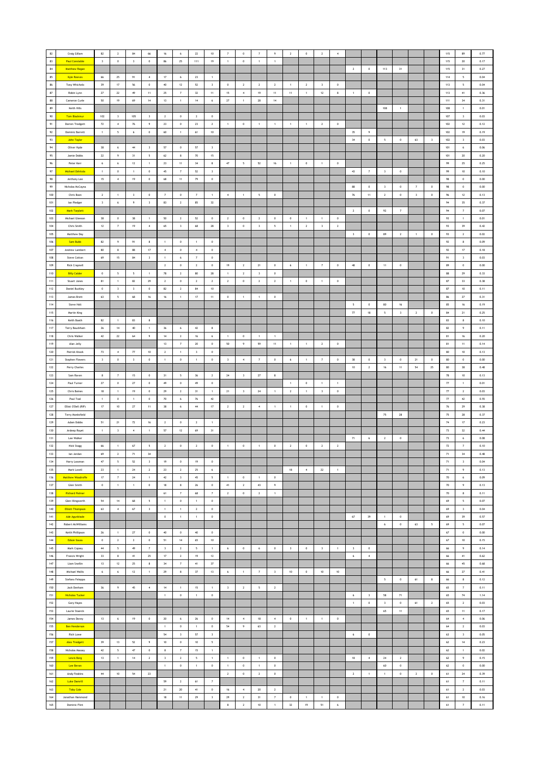| | | | | | | | | | | | | | | | | | | | | | | | | | | |
|---|---|---|---|---|---|---|---|---|---|---|---|---|---|---|---|---|---|---|---|---|---|---|---|---|---|---|
| 82 | Craig Gillam | 82 | 2 | 84 | 66 | 16 | 6 | 22 | 10 | 7 | 0 | 7 | 9 | 2 | 0 | 2 | 4 | | | | | | | 115 | 89 | 0.77 |
| 83 | Paul Constable | 3 | 0 | 3 | 0 | 86 | 25 | 111 | 19 | 1 | 0 | 1 | 1 | | | | | | | | | | | 115 | 20 | 0.17 |
| 84 | Matthew Regan | | | | | | | | | | | | | | | | | 2 | 0 | 113 | 31 | | | 115 | 31 | 0.27 |
| 85 | Kyle Reeves | 66 | 25 | 91 | 4 | 17 | 6 | 23 | 1 | | | | | | | | | | | | | | | 114 | 5 | 0.04 |
| 86 | Tony Whichelo | 39 | 17 | 56 | 0 | 40 | 12 | 52 | 3 | 0 | 2 | 2 | 2 | 1 | 2 | 3 | 0 | | | | | | | 113 | 5 | 0.04 |
| 87 | Robin Lynn | 27 | 22 | 49 | 11 | 25 | 7 | 32 | 11 | 15 | 4 | 19 | 11 | 11 | 1 | 12 | 8 | 1 | 0 | | | | | 113 | 41 | 0.36 |
| 88 | Cameron Curle | 50 | 19 | 69 | 14 | 13 | 1 | 14 | 6 | 27 | 1 | 28 | 14 | | | | | | | | | | | 111 | 34 | 0.31 |
| 89 | Keith Hills | | | | | | | | | | | | | | | | | | | 108 | 1 | | | 108 | 1 | 0.01 |
| 90 | Tom Blackmur | 102 | 3 | 105 | 3 | 2 | 0 | 2 | 0 | | | | | | | | | | | | | | | 107 | 3 | 0.03 |
| 91 | Darren Tredgett | 72 | 4 | 76 | 9 | 23 | 0 | 23 | 2 | 1 | 0 | 1 | 1 | 1 | 1 | 2 | 0 | | | | | | | 102 | 12 | 0.12 |
| 92 | Dominic Barrett | 1 | 5 | 6 | 0 | 60 | 1 | 61 | 10 | | | | | | | | | 35 | 9 | | | | | 102 | 19 | 0.19 |
| 93 | John Taylor | | | | | | | | | | | | | | | | | 34 | 0 | 5 | 0 | 63 | 3 | 102 | 3 | 0.03 |
| 94 | Oliver Hyde | 38 | 6 | 44 | 3 | 57 | 0 | 57 | 3 | | | | | | | | | | | | | | | 101 | 6 | 0.06 |
| 95 | Jamie Dobbs | 22 | 9 | 31 | 5 | 62 | 8 | 70 | 15 | | | | | | | | | | | | | | | 101 | 20 | 0.20 |
| 96 | Peter Kerr | 6 | 6 | 12 | 1 | 23 | 11 | 34 | 8 | 47 | 5 | 52 | 16 | 1 | 0 | 1 | 0 | | | | | | | 99 | 25 | 0.25 |
| 97 | Michael Oshitola | 1 | 0 | 1 | 0 | 45 | 7 | 52 | 3 | | | | | | | | | 43 | 7 | 3 | 0 | | | 99 | 10 | 0.10 |
| 98 | Anthony Lee | 15 | 4 | 19 | 0 | 68 | 11 | 79 | 0 | | | | | | | | | | | | | | | 98 | 0 | 0.00 |
| 99 | Nicholas McCayna | | | | | | | | | | | | | | | | | 88 | 0 | 3 | 0 | 7 | 0 | 98 | 0 | 0.00 |
| 100 | Chris Boon | 2 | 1 | 3 | 0 | 7 | 0 | 7 | 1 | 4 | 1 | 5 | 0 | | | | | 76 | 11 | 2 | 0 | 3 | 0 | 96 | 12 | 0.13 |
| 101 | Ian Pledger | 3 | 6 | 9 | 3 | 83 | 2 | 85 | 32 | | | | | | | | | | | | | | | 94 | 35 | 0.37 |
| 102 | Mark Tarplett | | | | | | | | | | | | | | | | | 2 | 0 | 92 | 7 | | | 94 | 7 | 0.07 |
| 103 | Michael Gleeson | 38 | 0 | 38 | 1 | 50 | 2 | 52 | 0 | 2 | 0 | 2 | 0 | 0 | 1 | 1 | 0 | | | | | | | 93 | 1 | 0.01 |
| 104 | Chris Smith | 12 | 7 | 19 | 4 | 65 | 3 | 68 | 28 | 3 | 0 | 3 | 5 | 1 | 2 | 3 | 2 | | | | | | | 93 | 39 | 0.42 |
| 105 | Matthew Day | | | | | | | | | | | | | | | | | 3 | 0 | 89 | 2 | 1 | 0 | 93 | 2 | 0.02 |
| 106 | Sam Bubb | 82 | 9 | 91 | 8 | 1 | 0 | 1 | 0 | | | | | | | | | | | | | | | 92 | 8 | 0.09 |
| 107 | Andrew Lambert | 80 | 8 | 88 | 17 | 4 | 0 | 4 | 0 | | | | | | | | | | | | | | | 92 | 17 | 0.18 |
| 108 | Steve Cotton | 69 | 15 | 84 | 3 | 1 | 6 | 7 | 0 | | | | | | | | | | | | | | | 91 | 3 | 0.03 |
| 109 | Rick Crapnell | | | | | 2 | 0 | 2 | 0 | 19 | 2 | 21 | 0 | 6 | 1 | 7 | 0 | 48 | 0 | 11 | 0 | | | 89 | 0 | 0.00 |
| 110 | Billy Calder | 0 | 5 | 5 | 1 | 78 | 2 | 80 | 28 | 1 | 2 | 3 | 0 | | | | | | | | | | | 88 | 29 | 0.33 |
| 111 | Stuart Jones | 81 | 1 | 82 | 29 | 2 | 0 | 2 | 2 | 2 | 0 | 2 | 2 | 1 | 0 | 1 | 0 | | | | | | | 87 | 33 | 0.38 |
| 112 | Daniel Buckley | 0 | 3 | 3 | 0 | 82 | 2 | 84 | 10 | | | | | | | | | | | | | | | 87 | 10 | 0.11 |
| 113 | James Brett | 63 | 5 | 68 | 16 | 16 | 1 | 17 | 11 | 0 | 1 | 1 | 0 | | | | | | | | | | | 86 | 27 | 0.31 |
| 114 | Steve Holt | | | | | | | | | | | | | | | | | 5 | 0 | 80 | 16 | | | 85 | 16 | 0.19 |
| 115 | Martin King | | | | | | | | | | | | | | | | | 77 | 18 | 5 | 3 | 2 | 0 | 84 | 21 | 0.25 |
| 116 | Keith Booth | 82 | 1 | 83 | 8 | | | | | | | | | | | | | | | | | | | 83 | 8 | 0.10 |
| 117 | Terry Bauckham | 26 | 14 | 40 | 1 | 36 | 6 | 42 | 8 | | | | | | | | | | | | | | | 82 | 9 | 0.11 |
| 118 | Chris Walker | 42 | 22 | 64 | 9 | 14 | 2 | 16 | 6 | 1 | 0 | 1 | 1 | | | | | | | | | | | 81 | 16 | 0.20 |
| 119 | Alan Jelly | | | | | 13 | 7 | 20 | 0 | 50 | 9 | 59 | 11 | 1 | 1 | 2 | 0 | | | | | | | 81 | 11 | 0.14 |
| 120 | Patrick Knock | 73 | 4 | 77 | 10 | 2 | 1 | 3 | 0 | | | | | | | | | | | | | | | 80 | 10 | 0.13 |
| 121 | Stephen Flowers | 3 | 0 | 3 | 0 | 1 | 0 | 1 | 0 | 3 | 4 | 7 | 0 | 6 | 1 | 7 | 0 | 38 | 0 | 3 | 0 | 21 | 0 | 80 | 0 | 0.00 |
| 122 | Perry Charles | | | | | | | | | | | | | | | | | 10 | 2 | 16 | 11 | 54 | 25 | 80 | 38 | 0.48 |
| 123 | Sam Raven | 8 | 7 | 15 | 0 | 31 | 5 | 36 | 2 | 24 | 3 | 27 | 8 | | | | | | | | | | | 78 | 10 | 0.13 |
| 124 | Paul Turner | 27 | 0 | 27 | 0 | 49 | 0 | 49 | 0 | | | | | 1 | 0 | 1 | 1 | | | | | | | 77 | 1 | 0.01 |
| 125 | Chris Baines | 18 | 1 | 19 | 0 | 29 | 2 | 31 | 1 | 21 | 3 | 24 | 1 | 2 | 1 | 3 | 0 | | | | | | | 77 | 2 | 0.03 |
| 126 | Paul Toal | 1 | 0 | 1 | 0 | 70 | 6 | 76 | 42 | | | | | | | | | | | | | | | 77 | 42 | 0.55 |
| 127 | Elliot O'Dell (RIP) | 17 | 10 | 27 | 11 | 38 | 6 | 44 | 17 | 2 | 2 | 4 | 1 | 1 | 0 | 1 | 0 | | | | | | | 76 | 29 | 0.38 |
| 128 | Terry Monksfield | | | | | | | | | | | | | | | | | | | 75 | 28 | | | 75 | 28 | 0.37 |
| 129 | Adam Dobbs | 51 | 21 | 72 | 16 | 2 | 0 | 2 | 1 | | | | | | | | | | | | | | | 74 | 17 | 0.23 |
| 130 | Ardeep Rayet | 1 | 3 | 4 | 1 | 57 | 12 | 69 | 31 | | | | | | | | | | | | | | | 73 | 32 | 0.44 |
| 131 | Lee Walker | | | | | | | | | | | | | | | | | 71 | 6 | 2 | 0 | | | 73 | 6 | 0.08 |
| 132 | Nick Stagg | 66 | 1 | 67 | 5 | 2 | 0 | 2 | 0 | 1 | 0 | 1 | 0 | 2 | 0 | 2 | 2 | | | | | | | 72 | 7 | 0.10 |
| 133 | Ian Jordan | 69 | 2 | 71 | 34 | | | | | | | | | | | | | | | | | | | 71 | 34 | 0.48 |
| 134 | Harry Lassman | 47 | 5 | 52 | 3 | 19 | 0 | 19 | 0 | | | | | | | | | | | | | | | 71 | 3 | 0.04 |
| 135 | Mark Lovell | 23 | 1 | 24 | 2 | 23 | 2 | 25 | 6 | | | | | 18 | 4 | 22 | 1 | | | | | | | 71 | 9 | 0.13 |
| 136 | Matthew Woodroffe | 17 | 7 | 24 | 1 | 42 | 3 | 45 | 5 | 1 | 0 | 1 | 0 | | | | | | | | | | | 70 | 6 | 0.09 |
| 137 | Glen Smith | 0 | 1 | 1 | 0 | 18 | 8 | 26 | 0 | 41 | 2 | 43 | 9 | | | | | | | | | | | 70 | 9 | 0.13 |
| 138 | Richard Palmer | | | | | 61 | 7 | 68 | 7 | 2 | 0 | 2 | 1 | | | | | | | | | | | 70 | 8 | 0.11 |
| 139 | Glen Illingworth | 54 | 14 | 68 | 5 | 1 | 0 | 1 | 0 | | | | | | | | | | | | | | | 69 | 5 | 0.07 |
| 140 | Elliott Thompson | 63 | 4 | 67 | 3 | 1 | 1 | 2 | 0 | | | | | | | | | | | | | | | 69 | 3 | 0.04 |
| 141 | Ade Agunbiade | | | | | 0 | 1 | 1 | 0 | | | | | | | | | 67 | 39 | 1 | 0 | | | 69 | 39 | 0.57 |
| 142 | Robert McWilliams | | | | | | | | | | | | | | | | | | | 6 | 0 | 63 | 5 | 69 | 5 | 0.07 |
| 143 | Keith Phillipson | 26 | 1 | 27 | 0 | 40 | 0 | 40 | 0 | | | | | | | | | | | | | | | 67 | 0 | 0.00 |
| 144 | Edson Sousa | 0 | 2 | 2 | 0 | 51 | 14 | 65 | 10 | | | | | | | | | | | | | | | 67 | 10 | 0.15 |
| 145 | Mark Copsey | 44 | 5 | 49 | 7 | 3 | 2 | 5 | 1 | 6 | 0 | 6 | 0 | 3 | 0 | 3 | 1 | 3 | 0 | | | | | 66 | 9 | 0.14 |
| 146 | Francis Wright | 33 | 8 | 41 | 25 | 17 | 2 | 19 | 12 | | | | | | | | | 6 | 4 | | | | | 66 | 41 | 0.62 |
| 147 | Liam Snellin | 13 | 12 | 25 | 8 | 34 | 7 | 41 | 37 | | | | | | | | | | | | | | | 66 | 45 | 0.68 |
| 148 | Michael Wallis | 6 | 6 | 12 | 1 | 29 | 8 | 37 | 13 | 6 | 1 | 7 | 3 | 10 | 0 | 10 | 10 | | | | | | | 66 | 27 | 0.41 |
| 149 | Stefano Feleppa | | | | | | | | | | | | | | | | | | | 5 | 0 | 61 | 8 | 66 | 8 | 0.12 |
| 150 | Jack Denham | 36 | 9 | 45 | 4 | 14 | 1 | 15 | 1 | 3 | 2 | 5 | 2 | | | | | | | | | | | 65 | 7 | 0.11 |
| 151 | Nicholas Tucker | | | | | 1 | 0 | 1 | 0 | | | | | | | | | 6 | 3 | 58 | 71 | | | 65 | 74 | 1.14 |
| 152 | Gary Hayes | | | | | | | | | | | | | | | | | 1 | 0 | 3 | 0 | 61 | 2 | 65 | 2 | 0.03 |
| 153 | Laurie Staerck | | | | | | | | | | | | | | | | | | | 65 | 11 | | | 65 | 11 | 0.17 |
| 154 | James Davey | 13 | 6 | 19 | 0 | 20 | 6 | 26 | 0 | 14 | 4 | 18 | 4 | 0 | 1 | 1 | 0 | | | | | | | 64 | 4 | 0.06 |
| 155 | Ben Henderson | | | | | 1 | 0 | 1 | 0 | 54 | 9 | 63 | 2 | | | | | | | | | | | 64 | 2 | 0.03 |
| 156 | Rich Lowe | | | | | 54 | 3 | 57 | 3 | | | | | | | | | 6 | 0 | | | | | 63 | 3 | 0.05 |
| 157 | Alex Tredgett | 39 | 13 | 52 | 9 | 10 | 0 | 10 | 5 | | | | | | | | | | | | | | | 62 | 14 | 0.23 |
| 158 | Nicholas Massey | 42 | 5 | 47 | 0 | 8 | 7 | 15 | 1 | | | | | | | | | | | | | | | 62 | 1 | 0.02 |
| 159 | Lewis Borg | 13 | 1 | 14 | 2 | 3 | 2 | 5 | 1 | 1 | 0 | 1 | 0 | | | | | 18 | 4 | 24 | 2 | | | 62 | 9 | 0.15 |
| 160 | Lee Bevan | | | | | 1 | 0 | 1 | 0 | 1 | 0 | 1 | 0 | | | | | | | 60 | 0 | | | 62 | 0 | 0.00 |
| 161 | Andy Finakins | 44 | 10 | 54 | 23 | | | | | 2 | 0 | 2 | 0 | | | | | 2 | 1 | 1 | 0 | 2 | 0 | 61 | 24 | 0.39 |
| 162 | Luke Demrill | | | | | 59 | 2 | 61 | 7 | | | | | | | | | | | | | | | 61 | 7 | 0.11 |
| 163 | Toby Cole | | | | | 21 | 20 | 41 | 0 | 16 | 4 | 20 | 2 | | | | | | | | | | | 61 | 2 | 0.03 |
| 164 | Jonathan Hammond | | | | | 18 | 11 | 29 | 3 | 29 | 2 | 31 | 7 | 0 | 1 | 1 | 0 | | | | | | | 61 | 10 | 0.16 |
| 165 | Dominic Flint | | | | | | | | | 8 | 2 | 10 | 1 | 32 | 19 | 51 | 6 | | | | | | | 61 | 7 | 0.11 |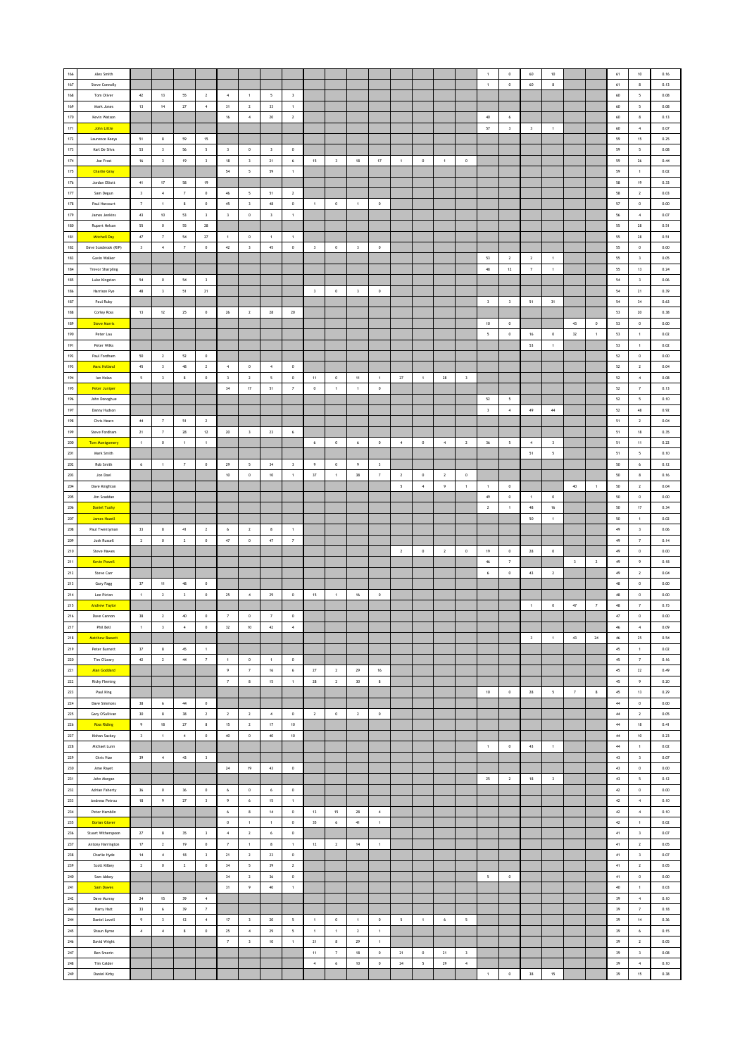| | | | | | | | | | | | | | | | | | | | | | | | | | | |
|---|---|---|---|---|---|---|---|---|---|---|---|---|---|---|---|---|---|---|---|---|---|---|---|---|---|---|
| 166 | Alex Smith | | | | | | | | | | | | | | | | | 1 | 0 | 60 | 10 | | | 61 | 10 | 0.16 |
| 167 | Steve Connolly | | | | | | | | | | | | | | | | | 1 | 0 | 60 | 8 | | | 61 | 8 | 0.13 |
| 168 | Tom Oliver | 42 | 13 | 55 | 2 | 4 | 1 | 5 | 3 | | | | | | | | | | | | | | | 60 | 5 | 0.08 |
| 169 | Mark Jones | 13 | 14 | 27 | 4 | 31 | 2 | 33 | 1 | | | | | | | | | | | | | | | 60 | 5 | 0.08 |
| 170 | Kevin Watson | | | | | 16 | 4 | 20 | 2 | | | | | | | | | 40 | 6 | | | | | 60 | 8 | 0.13 |
| 171 | John Little | | | | | | | | | | | | | | | | | 57 | 3 | 3 | 1 | | | 60 | 4 | 0.07 |
| 172 | Laurence Keeys | 51 | 8 | 59 | 15 | | | | | | | | | | | | | | | | | | | 59 | 15 | 0.25 |
| 173 | Karl De Silva | 53 | 3 | 56 | 5 | 3 | 0 | 3 | 0 | | | | | | | | | | | | | | | 59 | 5 | 0.08 |
| 174 | Joe Frost | 16 | 3 | 19 | 3 | 18 | 3 | 21 | 6 | 15 | 3 | 18 | 17 | 1 | 0 | 1 | 0 | | | | | | | 59 | 26 | 0.44 |
| 175 | Charlie Gray | | | | | 54 | 5 | 59 | 1 | | | | | | | | | | | | | | | 59 | 1 | 0.02 |
| 176 | Jordan Elliott | 41 | 17 | 58 | 19 | | | | | | | | | | | | | | | | | | | 58 | 19 | 0.33 |
| 177 | Sam Degun | 3 | 4 | 7 | 0 | 46 | 5 | 51 | 2 | | | | | | | | | | | | | | | 58 | 2 | 0.03 |
| 178 | Paul Harcourt | 7 | 1 | 8 | 0 | 45 | 3 | 48 | 0 | 1 | 0 | 1 | 0 | | | | | | | | | | | 57 | 0 | 0.00 |
| 179 | James Jenkins | 43 | 10 | 53 | 3 | 3 | 0 | 3 | 1 | | | | | | | | | | | | | | | 56 | 4 | 0.07 |
| 180 | Rupert Nelson | 55 | 0 | 55 | 28 | | | | | | | | | | | | | | | | | | | 55 | 28 | 0.51 |
| 181 | Mitchell Day | 47 | 7 | 54 | 27 | 1 | 0 | 1 | 1 | | | | | | | | | | | | | | | 55 | 28 | 0.51 |
| 182 | Dave Scasbrook (RIP) | 3 | 4 | 7 | 0 | 42 | 3 | 45 | 0 | 3 | 0 | 3 | 0 | | | | | | | | | | | 55 | 0 | 0.00 |
| 183 | Gavin Walker | | | | | | | | | | | | | | | | | 53 | 2 | 2 | 1 | | | 55 | 3 | 0.05 |
| 184 | Trevor Sharpling | | | | | | | | | | | | | | | | | 48 | 12 | 7 | 1 | | | 55 | 13 | 0.24 |
| 185 | Luke Kingston | 54 | 0 | 54 | 3 | | | | | | | | | | | | | | | | | | | 54 | 3 | 0.06 |
| 186 | Harrison Pye | 48 | 3 | 51 | 21 | | | | | 3 | 0 | 3 | 0 | | | | | | | | | | | 54 | 21 | 0.39 |
| 187 | Paul Ruby | | | | | | | | | | | | | | | | | 3 | 3 | 51 | 31 | | | 54 | 34 | 0.63 |
| 188 | Corley Ross | 13 | 12 | 25 | 0 | 26 | 2 | 28 | 20 | | | | | | | | | | | | | | | 53 | 20 | 0.38 |
| 189 | Steve Morris | | | | | | | | | | | | | | | | | 10 | 0 | | | 43 | 0 | 53 | 0 | 0.00 |
| 190 | Peter Lau | | | | | | | | | | | | | | | | | 5 | 0 | 16 | 0 | 32 | 1 | 53 | 1 | 0.02 |
| 191 | Peter Wilks | | | | | | | | | | | | | | | | | | | 53 | 1 | | | 53 | 1 | 0.02 |
| 192 | Paul Fordham | 50 | 2 | 52 | 0 | | | | | | | | | | | | | | | | | | | 52 | 0 | 0.00 |
| 193 | Marc Holland | 45 | 3 | 48 | 2 | 4 | 0 | 4 | 0 | | | | | | | | | | | | | | | 52 | 2 | 0.04 |
| 194 | Ian Nolan | 5 | 3 | 8 | 0 | 3 | 2 | 5 | 0 | 11 | 0 | 11 | 1 | 27 | 1 | 28 | 3 | | | | | | | 52 | 4 | 0.08 |
| 195 | Peter Juniper | | | | | 34 | 17 | 51 | 7 | 0 | 1 | 1 | 0 | | | | | | | | | | | 52 | 7 | 0.13 |
| 196 | John Donoghue | | | | | | | | | | | | | | | | | 52 | 5 | | | | | 52 | 5 | 0.10 |
| 197 | Danny Hudson | | | | | | | | | | | | | | | | | 3 | 4 | 49 | 44 | | | 52 | 48 | 0.92 |
| 198 | Chris Hearn | 44 | 7 | 51 | 2 | | | | | | | | | | | | | | | | | | | 51 | 2 | 0.04 |
| 199 | Steve Fordham | 21 | 7 | 28 | 12 | 20 | 3 | 23 | 6 | | | | | | | | | | | | | | | 51 | 18 | 0.35 |
| 200 | Tom Montgomery | 1 | 0 | 1 | 1 | | | | | 6 | 0 | 6 | 0 | 4 | 0 | 4 | 2 | 36 | 5 | 4 | 3 | | | 51 | 11 | 0.22 |
| 201 | Mark Smith | | | | | | | | | | | | | | | | | | | 51 | 5 | | | 51 | 5 | 0.10 |
| 202 | Rob Smith | 6 | 1 | 7 | 0 | 29 | 5 | 34 | 3 | 9 | 0 | 9 | 3 | | | | | | | | | | | 50 | 6 | 0.12 |
| 203 | Jon Doel | | | | | 10 | 0 | 10 | 1 | 37 | 1 | 38 | 7 | 2 | 0 | 2 | 0 | | | | | | | 50 | 8 | 0.16 |
| 204 | Dave Knighton | | | | | | | | | | | | | 5 | 4 | 9 | 1 | 1 | 0 | | | 40 | 1 | 50 | 2 | 0.04 |
| 205 | Jim Scaddan | | | | | | | | | | | | | | | | | 49 | 0 | 1 | 0 | | | 50 | 0 | 0.00 |
| 206 | Daniel Tuohy | | | | | | | | | | | | | | | | | 2 | 1 | 48 | 16 | | | 50 | 17 | 0.34 |
| 207 | James Hazell | | | | | | | | | | | | | | | | | | | 50 | 1 | | | 50 | 1 | 0.02 |
| 208 | Paul Twentyman | 33 | 8 | 41 | 2 | 6 | 2 | 8 | 1 | | | | | | | | | | | | | | | 49 | 3 | 0.06 |
| 209 | Josh Russell | 2 | 0 | 2 | 0 | 47 | 0 | 47 | 7 | | | | | | | | | | | | | | | 49 | 7 | 0.14 |
| 210 | Steve Hawes | | | | | | | | | | | | | 2 | 0 | 2 | 0 | 19 | 0 | 28 | 0 | | | 49 | 0 | 0.00 |
| 211 | Kevin Powell | | | | | | | | | | | | | | | | | 46 | 7 | | | 3 | 2 | 49 | 9 | 0.18 |
| 212 | Steve Carr | | | | | | | | | | | | | | | | | 6 | 0 | 43 | 2 | | | 49 | 2 | 0.04 |
| 213 | Gary Fagg | 37 | 11 | 48 | 0 | | | | | | | | | | | | | | | | | | | 48 | 0 | 0.00 |
| 214 | Lee Picton | 1 | 2 | 3 | 0 | 25 | 4 | 29 | 0 | 15 | 1 | 16 | 0 | | | | | | | | | | | 48 | 0 | 0.00 |
| 215 | Andrew Taylor | | | | | | | | | | | | | | | | | | | 1 | 0 | 47 | 7 | 48 | 7 | 0.15 |
| 216 | Dave Cannon | 38 | 2 | 40 | 0 | 7 | 0 | 7 | 0 | | | | | | | | | | | | | | | 47 | 0 | 0.00 |
| 217 | Phil Bell | 1 | 3 | 4 | 0 | 32 | 10 | 42 | 4 | | | | | | | | | | | | | | | 46 | 4 | 0.09 |
| 218 | Matthew Bassett | | | | | | | | | | | | | | | | | | | 3 | 1 | 43 | 24 | 46 | 25 | 0.54 |
| 219 | Peter Burnett | 37 | 8 | 45 | 1 | | | | | | | | | | | | | | | | | | | 45 | 1 | 0.02 |
| 220 | Tim O'Leary | 42 | 2 | 44 | 7 | 1 | 0 | 1 | 0 | | | | | | | | | | | | | | | 45 | 7 | 0.16 |
| 221 | Alan Goddard | | | | | 9 | 7 | 16 | 6 | 27 | 2 | 29 | 16 | | | | | | | | | | | 45 | 22 | 0.49 |
| 222 | Ricky Fleming | | | | | 7 | 8 | 15 | 1 | 28 | 2 | 30 | 8 | | | | | | | | | | | 45 | 9 | 0.20 |
| 223 | Paul King | | | | | | | | | | | | | | | | | 10 | 0 | 28 | 5 | 7 | 8 | 45 | 13 | 0.29 |
| 224 | Dave Simmons | 38 | 6 | 44 | 0 | | | | | | | | | | | | | | | | | | | 44 | 0 | 0.00 |
| 225 | Gary O'Sullivan | 30 | 8 | 38 | 2 | 2 | 2 | 4 | 0 | 2 | 0 | 2 | 0 | | | | | | | | | | | 44 | 2 | 0.05 |
| 226 | Ross Riding | 9 | 18 | 27 | 8 | 15 | 2 | 17 | 10 | | | | | | | | | | | | | | | 44 | 18 | 0.41 |
| 227 | Kishan Sackey | 3 | 1 | 4 | 0 | 40 | 0 | 40 | 10 | | | | | | | | | | | | | | | 44 | 10 | 0.23 |
| 228 | Michael Lunn | | | | | | | | | | | | | | | | | 1 | 0 | 43 | 1 | | | 44 | 1 | 0.02 |
| 229 | Chris Vize | 39 | 4 | 43 | 3 | | | | | | | | | | | | | | | | | | | 43 | 3 | 0.07 |
| 230 | Arne Rayet | | | | | 24 | 19 | 43 | 0 | | | | | | | | | | | | | | | 43 | 0 | 0.00 |
| 231 | John Morgan | | | | | | | | | | | | | | | | | 25 | 2 | 18 | 3 | | | 43 | 5 | 0.12 |
| 232 | Adrian Faherty | 36 | 0 | 36 | 0 | 6 | 0 | 6 | 0 | | | | | | | | | | | | | | | 42 | 0 | 0.00 |
| 233 | Andreas Petrou | 18 | 9 | 27 | 3 | 9 | 6 | 15 | 1 | | | | | | | | | | | | | | | 42 | 4 | 0.10 |
| 234 | Peter Hamblin | | | | | 6 | 8 | 14 | 0 | 13 | 15 | 28 | 4 | | | | | | | | | | | 42 | 4 | 0.10 |
| 235 | Dorian Glover | | | | | 0 | 1 | 1 | 0 | 35 | 6 | 41 | 1 | | | | | | | | | | | 42 | 1 | 0.02 |
| 236 | Stuart Witherspoon | 27 | 8 | 35 | 3 | 4 | 2 | 6 | 0 | | | | | | | | | | | | | | | 41 | 3 | 0.07 |
| 237 | Antony Harrington | 17 | 2 | 19 | 0 | 7 | 1 | 8 | 1 | 12 | 2 | 14 | 1 | | | | | | | | | | | 41 | 2 | 0.05 |
| 238 | Charlie Hyde | 14 | 4 | 18 | 3 | 21 | 2 | 23 | 0 | | | | | | | | | | | | | | | 41 | 3 | 0.07 |
| 239 | Scott Kilbey | 2 | 0 | 2 | 0 | 34 | 5 | 39 | 2 | | | | | | | | | | | | | | | 41 | 2 | 0.05 |
| 240 | Sam Abbey | | | | | 34 | 2 | 36 | 0 | | | | | | | | | 5 | 0 | | | | | 41 | 0 | 0.00 |
| 241 | Sam Dawes | | | | | 31 | 9 | 40 | 1 | | | | | | | | | | | | | | | 40 | 1 | 0.03 |
| 242 | Dave Murray | 24 | 15 | 39 | 4 | | | | | | | | | | | | | | | | | | | 39 | 4 | 0.10 |
| 243 | Harry Hatt | 33 | 6 | 39 | 7 | | | | | | | | | | | | | | | | | | | 39 | 7 | 0.18 |
| 244 | Daniel Lovell | 9 | 3 | 12 | 4 | 17 | 3 | 20 | 5 | 1 | 0 | 1 | 0 | 5 | 1 | 6 | 5 | | | | | | | 39 | 14 | 0.36 |
| 245 | Shaun Byrne | 4 | 4 | 8 | 0 | 25 | 4 | 29 | 5 | 1 | 1 | 2 | 1 | | | | | | | | | | | 39 | 6 | 0.15 |
| 246 | David Wright | | | | | 7 | 3 | 10 | 1 | 21 | 8 | 29 | 1 | | | | | | | | | | | 39 | 2 | 0.05 |
| 247 | Ben Smerin | | | | | | | | | 11 | 7 | 18 | 0 | 21 | 0 | 21 | 3 | | | | | | | 39 | 3 | 0.08 |
| 248 | Tim Calder | | | | | | | | | 4 | 6 | 10 | 0 | 24 | 5 | 29 | 4 | | | | | | | 39 | 4 | 0.10 |
| 249 | Daniel Kirby | | | | | | | | | | | | | | | | | 1 | 0 | 38 | 15 | | | 39 | 15 | 0.38 |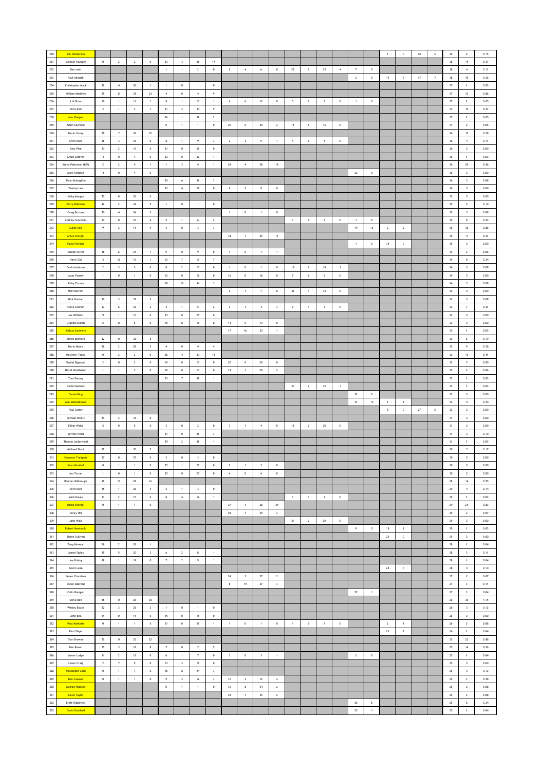| | | | | | | | | | | | | | | | | | | | | | | | | | | |
|---|---|---|---|---|---|---|---|---|---|---|---|---|---|---|---|---|---|---|---|---|---|---|---|---|---|---|
| 250 | Jon Henderson | | | | | | | | | | | | | | | | | | | 1 | 0 | 38 | 6 | 39 | 6 | 0.15 |
| 251 | Michael Younger | 0 | 2 | 2 | 0 | 33 | 3 | 36 | 14 | | | | | | | | | | | | | | | 38 | 14 | 0.37 |
| 252 | Dan Izatt | | | | | 1 | 1 | 2 | 0 | 2 | 4 | 6 | 0 | 23 | 0 | 23 | 4 | 7 | 0 | | | | | 38 | 4 | 0.11 |
| 253 | Paul Allmark | | | | | | | | | | | | | | | | | 2 | 0 | 19 | 3 | 17 | 7 | 38 | 10 | 0.26 |
| 254 | Christopher Mack | 32 | 4 | 36 | 1 | 1 | 0 | 1 | 0 | | | | | | | | | | | | | | | 37 | 1 | 0.03 |
| 255 | William Marlowe | 25 | 8 | 33 | 23 | 4 | 0 | 4 | 9 | | | | | | | | | | | | | | | 37 | 32 | 0.86 |
| 256 | A N Other | 10 | 1 | 11 | 1 | 9 | 1 | 10 | 1 | 6 | 6 | 12 | 0 | 3 | 0 | 3 | 0 | 1 | 0 | | | | | 37 | 2 | 0.05 |
| 257 | Chris Kirk | 2 | 1 | 3 | 1 | 31 | 3 | 34 | 9 | | | | | | | | | | | | | | | 37 | 10 | 0.27 |
| 258 | Alec Roeper | | | | | 36 | 1 | 37 | 2 | | | | | | | | | | | | | | | 37 | 2 | 0.05 |
| 259 | Adam Seymour | | | | | 0 | 1 | 1 | 0 | 20 | 0 | 20 | 2 | 11 | 5 | 16 | 0 | | | | | | | 37 | 2 | 0.05 |
| 260 | Kevin Young | 29 | 7 | 36 | 10 | | | | | | | | | | | | | | | | | | | 36 | 10 | 0.28 |
| 261 | Chris Halls | 18 | 3 | 21 | 0 | 8 | 1 | 9 | 3 | 2 | 3 | 5 | 1 | 1 | 0 | 1 | 0 | | | | | | | 36 | 4 | 0.11 |
| 262 | Alex Pike | 13 | 2 | 15 | 0 | 21 | 0 | 21 | 0 | | | | | | | | | | | | | | | 36 | 0 | 0.00 |
| 263 | Grant Lefever | 4 | 0 | 4 | 0 | 32 | 0 | 32 | 1 | | | | | | | | | | | | | | | 36 | 1 | 0.03 |
| 264 | Steve Patterson (RIP) | 2 | 2 | 4 | 1 | 1 | 3 | 4 | 1 | 24 | 4 | 28 | 18 | | | | | | | | | | | 36 | 20 | 0.56 |
| 265 | Mark Simpkin | 4 | 0 | 4 | 0 | | | | | | | | | | | | | 32 | 0 | | | | | 36 | 0 | 0.00 |
| 266 | Tony Mcloughlin | | | | | 30 | 6 | 36 | 3 | | | | | | | | | | | | | | | 36 | 3 | 0.08 |
| 267 | Tommy Lee | | | | | 23 | 4 | 27 | 0 | 6 | 3 | 9 | 0 | | | | | | | | | | | 36 | 0 | 0.00 |
| 268 | Nicky Morgan | 35 | 0 | 35 | 0 | | | | | | | | | | | | | | | | | | | 35 | 0 | 0.00 |
| 269 | Perry Robinson | 32 | 2 | 34 | 5 | 1 | 0 | 1 | 0 | | | | | | | | | | | | | | | 35 | 5 | 0.14 |
| 270 | Craig Bristow | 30 | 4 | 34 | 3 | | | | | 1 | 0 | 1 | 0 | | | | | | | | | | | 35 | 3 | 0.09 |
| 271 | Andrew Sunnocks | 27 | 0 | 27 | 6 | 5 | 1 | 6 | 2 | | | | | 1 | 0 | 1 | 0 | 1 | 0 | | | | | 35 | 8 | 0.23 |
| 272 | Lukas Hall | 9 | 2 | 11 | 9 | 3 | 0 | 3 | 3 | | | | | | | | | 19 | 16 | 2 | 2 | | | 35 | 30 | 0.86 |
| 273 | Aman Shergill | | | | | | | | | 34 | 1 | 35 | 11 | | | | | | | | | | | 35 | 11 | 0.31 |
| 274 | Paulo Pereira | | | | | | | | | | | | | | | | | 1 | 0 | 34 | 0 | | | 35 | 0 | 0.00 |
| 275 | Joseph Oliver | 18 | 6 | 24 | 1 | 9 | 0 | 9 | 0 | 1 | 0 | 1 | 1 | | | | | | | | | | | 34 | 2 | 0.06 |
| 276 | Harry Obi | 3 | 12 | 15 | 1 | 12 | 7 | 19 | 7 | | | | | | | | | | | | | | | 34 | 8 | 0.24 |
| 277 | David Ambrose | 2 | 3 | 5 | 0 | 8 | 2 | 10 | 0 | 1 | 0 | 1 | 0 | 18 | 0 | 18 | 3 | | | | | | | 34 | 3 | 0.09 |
| 278 | Louis Farrow | 1 | 0 | 1 | 0 | 12 | 0 | 12 | 0 | 16 | 0 | 16 | 0 | 5 | 0 | 5 | 0 | | | | | | | 34 | 0 | 0.00 |
| 279 | Ricky Turvey | | | | | 18 | 16 | 34 | 3 | | | | | | | | | | | | | | | 34 | 3 | 0.09 |
| 280 | Matt Barrett | | | | | | | | | 0 | 1 | 1 | 0 | 32 | 1 | 33 | 0 | | | | | | | 34 | 0 | 0.00 |
| 281 | Nick Duncan | 30 | 3 | 33 | 3 | | | | | | | | | | | | | | | | | | | 33 | 3 | 0.09 |
| 282 | Steve Lennon | 17 | 6 | 23 | 2 | 4 | 1 | 5 | 2 | 3 | 1 | 4 | 3 | 0 | 1 | 1 | 0 | | | | | | | 33 | 7 | 0.21 |
| 283 | Joe Williams | 9 | 1 | 10 | 0 | 23 | 0 | 23 | 0 | | | | | | | | | | | | | | | 33 | 0 | 0.00 |
| 284 | Graeme March | 5 | 0 | 5 | 0 | 15 | 0 | 15 | 0 | 13 | 0 | 13 | 0 | | | | | | | | | | | 33 | 0 | 0.00 |
| 285 | Joshua Summers | | | | | | | | | 17 | 16 | 33 | 1 | | | | | | | | | | | 33 | 1 | 0.03 |
| 286 | James Bigmore | 32 | 0 | 32 | 6 | | | | | | | | | | | | | | | | | | | 32 | 6 | 0.19 |
| 287 | Kevin Moore | 26 | 2 | 28 | 5 | 4 | 0 | 4 | 4 | | | | | | | | | | | | | | | 32 | 9 | 0.28 |
| 288 | Matthew Taiwo | 0 | 2 | 2 | 0 | 26 | 4 | 30 | 13 | | | | | | | | | | | | | | | 32 | 13 | 0.41 |
| 289 | Daniel Bigwood | 2 | 0 | 2 | 0 | 10 | 0 | 10 | 0 | 20 | 0 | 20 | 0 | | | | | | | | | | | 32 | 0 | 0.00 |
| 290 | David Woollaston | 1 | 1 | 2 | 0 | 10 | 0 | 10 | 0 | 19 | 1 | 20 | 2 | | | | | | | | | | | 32 | 2 | 0.06 |
| 291 | Tom Dansey | | | | | 25 | 7 | 32 | 1 | | | | | | | | | | | | | | | 32 | 1 | 0.03 |
| 292 | Daniel Mooney | | | | | | | | | | | | | 30 | 2 | 32 | 1 | | | | | | | 32 | 1 | 0.03 |
| 293 | Daniel King | | | | | | | | | | | | | | | | | 32 | 0 | | | | | 32 | 0 | 0.00 |
| 294 | Ade Ademakinwa | | | | | | | | | | | | | | | | | 31 | 10 | 1 | 1 | | | 32 | 11 | 0.34 |
| 295 | Paul Coster | | | | | | | | | | | | | | | | | | | 5 | 0 | 27 | 0 | 32 | 0 | 0.00 |
| 296 | Michael Rivers | 29 | 2 | 31 | 0 | | | | | | | | | | | | | | | | | | | 31 | 0 | 0.00 |
| 297 | Elliot Waite | 5 | 0 | 5 | 0 | 2 | 0 | 2 | 0 | 3 | 1 | 4 | 0 | 18 | 2 | 20 | 0 | | | | | | | 31 | 0 | 0.00 |
| 298 | Jeffrey Head | | | | | 31 | 0 | 31 | 3 | | | | | | | | | | | | | | | 31 | 3 | 0.10 |
| 299 | Thomas Underwood | | | | | 29 | 2 | 31 | 1 | | | | | | | | | | | | | | | 31 | 1 | 0.03 |
| 300 | Michael Short | 29 | 1 | 30 | 5 | | | | | | | | | | | | | | | | | | | 30 | 5 | 0.17 |
| 301 | Cameron Tredgett | 27 | 0 | 27 | 0 | 3 | 0 | 3 | 0 | | | | | | | | | | | | | | | 30 | 0 | 0.00 |
| 302 | Sean Micallef | 0 | 1 | 1 | 0 | 25 | 1 | 26 | 0 | 2 | 1 | 3 | 0 | | | | | | | | | | | 30 | 0 | 0.00 |
| 303 | Iain Turner | 1 | 0 | 1 | 0 | 25 | 0 | 25 | 0 | 4 | 0 | 4 | 0 | | | | | | | | | | | 30 | 0 | 0.00 |
| 304 | Ronnie Hobbrough | 19 | 10 | 29 | 16 | | | | | | | | | | | | | | | | | | | 29 | 16 | 0.55 |
| 305 | Chris Kolli | 25 | 1 | 26 | 4 | 2 | 1 | 3 | 0 | | | | | | | | | | | | | | | 29 | 4 | 0.14 |
| 306 | Mark Davey | 13 | 2 | 15 | 0 | 8 | 4 | 12 | 1 | | | | | 1 | 1 | 2 | 0 | | | | | | | 29 | 1 | 0.03 |
| 307 | Rajan Shergill | 0 | 1 | 1 | 0 | | | | | 27 | 1 | 28 | 24 | | | | | | | | | | | 29 | 24 | 0.83 |
| 308 | Henry Hill | | | | | | | | | 28 | 1 | 29 | 2 | | | | | | | | | | | 29 | 2 | 0.07 |
| 309 | John Wale | | | | | | | | | | | | | 27 | 2 | 29 | 0 | | | | | | | 29 | 0 | 0.00 |
| 310 | Robert Newbould | | | | | | | | | | | | | | | | | 11 | 0 | 18 | 1 | | | 29 | 1 | 0.03 |
| 311 | Blaine Sullivan | | | | | | | | | | | | | | | | | | | 29 | 0 | | | 29 | 0 | 0.00 |
| 312 | Tony Kinnear | 26 | 2 | 28 | 1 | | | | | | | | | | | | | | | | | | | 28 | 1 | 0.04 |
| 313 | James Styles | 15 | 5 | 20 | 2 | 6 | 2 | 8 | 1 | | | | | | | | | | | | | | | 28 | 3 | 0.11 |
| 314 | Joe Bristey | 18 | 1 | 19 | 0 | 7 | 2 | 9 | 1 | | | | | | | | | | | | | | | 28 | 1 | 0.04 |
| 315 | Kevin Lean | | | | | | | | | | | | | | | | | | | 28 | 4 | | | 28 | 4 | 0.14 |
| 316 | James Chambers | | | | | | | | | 24 | 3 | 27 | 2 | | | | | | | | | | | 27 | 2 | 0.07 |
| 317 | Owen Oakford | | | | | | | | | 8 | 19 | 27 | 3 | | | | | | | | | | | 27 | 3 | 0.11 |
| 318 | Colin Rainger | | | | | | | | | | | | | | | | | 27 | 1 | | | | | 27 | 1 | 0.04 |
| 319 | Steve Bell | 26 | 0 | 26 | 30 | | | | | | | | | | | | | | | | | | | 26 | 30 | 1.15 |
| 320 | Wesley Blaize | 22 | 3 | 25 | 3 | 1 | 0 | 1 | 0 | | | | | | | | | | | | | | | 26 | 3 | 0.12 |
| 321 | John Bell | 11 | 0 | 11 | 0 | 15 | 0 | 15 | 0 | | | | | | | | | | | | | | | 26 | 0 | 0.00 |
| 322 | Paul Markotts | 0 | 1 | 1 | 0 | 21 | 0 | 21 | 1 | 1 | 0 | 1 | 0 | 1 | 0 | 1 | 0 | | | 2 | 1 | | | 26 | 2 | 0.08 |
| 323 | Paul Ziepe | | | | | | | | | | | | | | | | | | | 26 | 1 | | | 26 | 1 | 0.04 |
| 324 | Tom Browne | 25 | 0 | 25 | 22 | | | | | | | | | | | | | | | | | | | 25 | 22 | 0.88 |
| 325 | Ben Raven | 15 | 3 | 18 | 9 | 7 | 0 | 7 | 5 | | | | | | | | | | | | | | | 25 | 14 | 0.56 |
| 326 | James Lodge | 11 | 2 | 13 | 0 | 6 | 1 | 7 | 0 | 3 | 0 | 3 | 1 | | | | | 2 | 0 | | | | | 25 | 1 | 0.04 |
| 327 | Lewin Craig | 2 | 7 | 9 | 0 | 13 | 3 | 16 | 0 | | | | | | | | | | | | | | | 25 | 0 | 0.00 |
| 328 | Alexander Cook | 0 | 1 | 1 | 0 | 16 | 8 | 24 | 3 | | | | | | | | | | | | | | | 25 | 3 | 0.12 |
| 329 | Ben Cawood | 0 | 1 | 1 | 0 | 9 | 3 | 12 | 3 | 10 | 2 | 12 | 4 | | | | | | | | | | | 25 | 7 | 0.28 |
| 330 | George Hockley | | | | | 0 | 1 | 1 | 0 | 16 | 8 | 24 | 2 | | | | | | | | | | | 25 | 2 | 0.08 |
| 331 | Louie Taylor | | | | | | | | | 24 | 1 | 25 | 2 | | | | | | | | | | | 25 | 2 | 0.08 |
| 332 | Brett Ridgewell | | | | | | | | | | | | | | | | | 25 | 6 | | | | | 25 | 6 | 0.24 |
| 333 | David Goddard | | | | | | | | | | | | | | | | | 25 | 1 | | | | | 25 | 1 | 0.04 |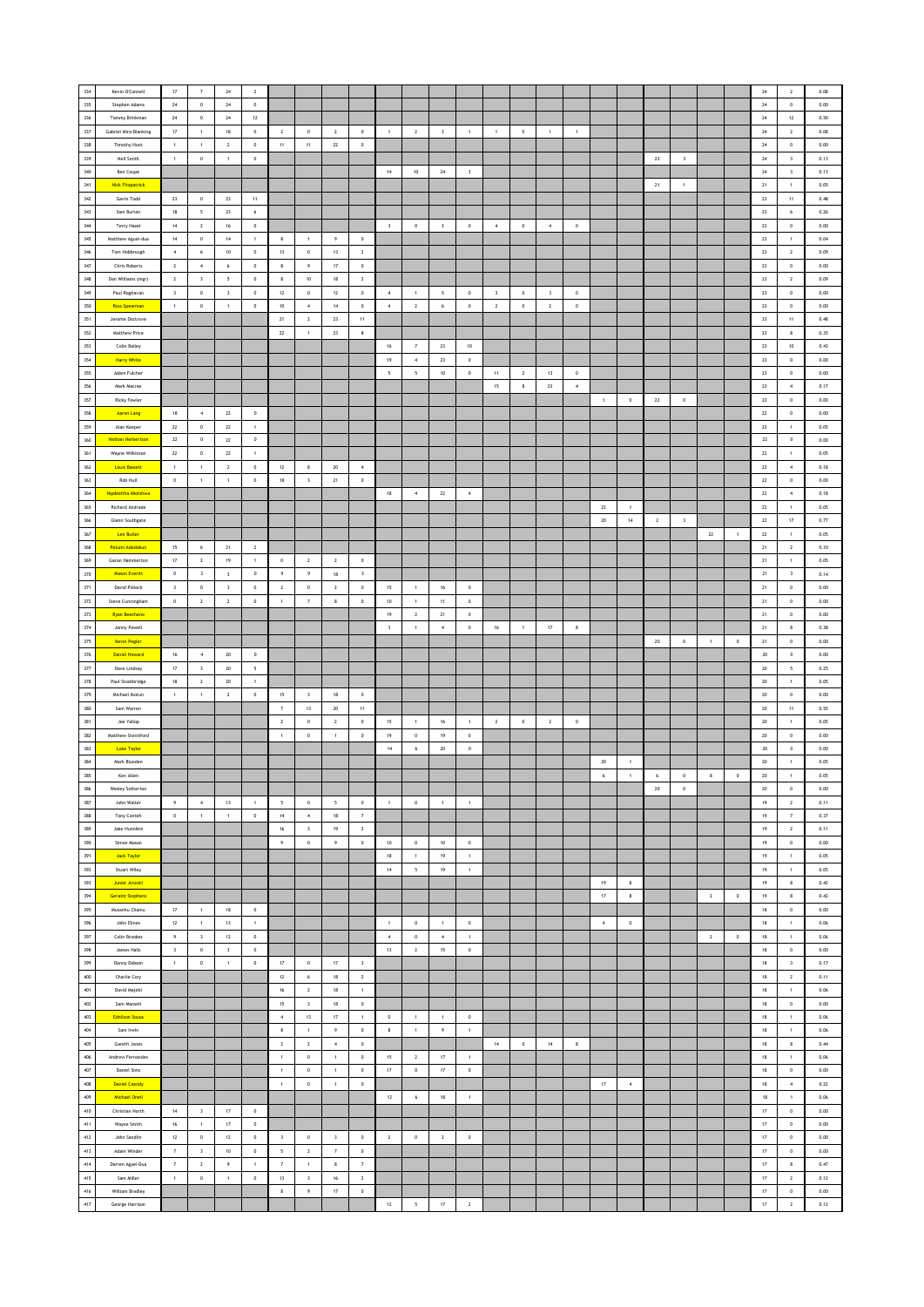| | | | | | | | | | | | | | | | | | | | | | | | | | | |
|---|---|---|---|---|---|---|---|---|---|---|---|---|---|---|---|---|---|---|---|---|---|---|---|---|---|---|
| 334 | Kevin O'Connell | 17 | 7 | 24 | 2 | | | | | | | | | | | | | | | | | | | 24 | 2 | 0.08 |
| 335 | Stephen Adams | 24 | 0 | 24 | 0 | | | | | | | | | | | | | | | | | | | 24 | 0 | 0.00 |
| 336 | Tommy Brinkman | 24 | 0 | 24 | 12 | | | | | | | | | | | | | | | | | | | 24 | 12 | 0.50 |
| 337 | Gabriel Miro-Blanking | 17 | 1 | 18 | 0 | 2 | 0 | 2 | 0 | 1 | 2 | 3 | 1 | 1 | 0 | 1 | 1 | | | | | | | 24 | 2 | 0.08 |
| 338 | Timothy Hunt | 1 | 1 | 2 | 0 | 11 | 11 | 22 | 0 | | | | | | | | | | | | | | | 24 | 0 | 0.00 |
| 339 | Neil Smith | 1 | 0 | 1 | 0 | | | | | | | | | | | | | | | 23 | 3 | | | 24 | 3 | 0.13 |
| 340 | Ben Coupe | | | | | | | | | 14 | 10 | 24 | 3 | | | | | | | | | | | 24 | 3 | 0.13 |
| 341 | Nick Fitzpatrick | | | | | | | | | | | | | | | | | | | 21 | 1 | | | 21 | 1 | 0.05 |
| 342 | Gavin Todd | 23 | 0 | 23 | 11 | | | | | | | | | | | | | | | | | | | 23 | 11 | 0.48 |
| 343 | Sam Burton | 18 | 5 | 23 | 6 | | | | | | | | | | | | | | | | | | | 23 | 6 | 0.26 |
| 344 | Terry Hazel | 14 | 2 | 16 | 0 | | | | | 3 | 0 | 3 | 0 | 4 | 0 | 4 | 0 | | | | | | | 23 | 0 | 0.00 |
| 345 | Matthew Aguel-dus | 14 | 0 | 14 | 1 | 8 | 1 | 9 | 0 | | | | | | | | | | | | | | | 23 | 1 | 0.04 |
| 346 | Tom Hobbrough | 4 | 6 | 10 | 0 | 13 | 0 | 13 | 2 | | | | | | | | | | | | | | | 23 | 2 | 0.09 |
| 347 | Chris Roberts | 2 | 4 | 6 | 0 | 8 | 9 | 17 | 0 | | | | | | | | | | | | | | | 23 | 0 | 0.00 |
| 348 | Dan Williams (mgr) | 2 | 3 | 5 | 0 | 8 | 10 | 18 | 2 | | | | | | | | | | | | | | | 23 | 2 | 0.09 |
| 349 | Paul Raghavan | 3 | 0 | 3 | 0 | 12 | 0 | 12 | 0 | 4 | 1 | 5 | 0 | 3 | 0 | 3 | 0 | | | | | | | 23 | 0 | 0.00 |
| 350 | Ross Spearman | 1 | 0 | 1 | 0 | 10 | 4 | 14 | 0 | 4 | 2 | 6 | 0 | 2 | 0 | 2 | 0 | | | | | | | 23 | 0 | 0.00 |
| 351 | Jerome Doctrove | | | | | 21 | 2 | 23 | 11 | | | | | | | | | | | | | | | 23 | 11 | 0.48 |
| 352 | Matthew Price | | | | | 22 | 1 | 23 | 8 | | | | | | | | | | | | | | | 23 | 8 | 0.35 |
| 353 | Colin Bailey | | | | | | | | | 16 | 7 | 23 | 10 | | | | | | | | | | | 23 | 10 | 0.43 |
| 354 | Harry White | | | | | | | | | 19 | 4 | 23 | 0 | | | | | | | | | | | 23 | 0 | 0.00 |
| 355 | Adam Fulcher | | | | | | | | | 5 | 5 | 10 | 0 | 11 | 2 | 13 | 0 | | | | | | | 23 | 0 | 0.00 |
| 356 | Mark Macrae | | | | | | | | | | | | | 15 | 8 | 23 | 4 | | | | | | | 23 | 4 | 0.17 |
| 357 | Ricky Fowler | | | | | | | | | | | | | | | | | 1 | 0 | 22 | 0 | | | 23 | 0 | 0.00 |
| 358 | Aaron Long | 18 | 4 | 22 | 0 | | | | | | | | | | | | | | | | | | | 22 | 0 | 0.00 |
| 359 | Alan Keeper | 22 | 0 | 22 | 1 | | | | | | | | | | | | | | | | | | | 22 | 1 | 0.05 |
| 360 | Nathan Herbertson | 22 | 0 | 22 | 0 | | | | | | | | | | | | | | | | | | | 22 | 0 | 0.00 |
| 361 | Wayne Wilkinson | 22 | 0 | 22 | 1 | | | | | | | | | | | | | | | | | | | 22 | 1 | 0.05 |
| 362 | Louis Bassett | 1 | 1 | 2 | 0 | 12 | 8 | 20 | 4 | | | | | | | | | | | | | | | 22 | 4 | 0.18 |
| 363 | Rob Hull | 0 | 1 | 1 | 0 | 18 | 3 | 21 | 0 | | | | | | | | | | | | | | | 22 | 0 | 0.00 |
| 364 | Ngobizitha Mdotshwa | | | | | | | | | 18 | 4 | 22 | 4 | | | | | | | | | | | 22 | 4 | 0.18 |
| 365 | Richard Andrade | | | | | | | | | | | | | | | | | 22 | 1 | | | | | 22 | 1 | 0.05 |
| 366 | Glenn Southgate | | | | | | | | | | | | | | | | | 20 | 14 | 2 | 3 | | | 22 | 17 | 0.77 |
| 367 | Lee Butler | | | | | | | | | | | | | | | | | | | | | 22 | 1 | 22 | 1 | 0.05 |
| 368 | Pelumi Adedokun | 15 | 6 | 21 | 2 | | | | | | | | | | | | | | | | | | | 21 | 2 | 0.10 |
| 369 | Goran Hammerton | 17 | 2 | 19 | 1 | 0 | 2 | 2 | 0 | | | | | | | | | | | | | | | 21 | 1 | 0.05 |
| 370 | Mason Everitt | 0 | 3 | 3 | 0 | 9 | 9 | 18 | 3 | | | | | | | | | | | | | | | 21 | 3 | 0.14 |
| 371 | David Pollock | 3 | 0 | 3 | 0 | 2 | 0 | 2 | 0 | 15 | 1 | 16 | 0 | | | | | | | | | | | 21 | 0 | 0.00 |
| 372 | Steve Cunningham | 0 | 2 | 2 | 0 | 1 | 7 | 8 | 0 | 10 | 1 | 11 | 0 | | | | | | | | | | | 21 | 0 | 0.00 |
| 373 | Ryan Beecheno | | | | | | | | | 19 | 2 | 21 | 0 | | | | | | | | | | | 21 | 0 | 0.00 |
| 374 | Jonny Powell | | | | | | | | | 3 | 1 | 4 | 0 | 16 | 1 | 17 | 8 | | | | | | | 21 | 8 | 0.38 |
| 375 | Kevin Pegler | | | | | | | | | | | | | | | | | | | 20 | 0 | 1 | 0 | 21 | 0 | 0.00 |
| 376 | Daniel Howard | 16 | 4 | 20 | 0 | | | | | | | | | | | | | | | | | | | 20 | 0 | 0.00 |
| 377 | Dave Lindsay | 17 | 3 | 20 | 5 | | | | | | | | | | | | | | | | | | | 20 | 5 | 0.25 |
| 378 | Paul Stockbridge | 18 | 2 | 20 | 1 | | | | | | | | | | | | | | | | | | | 20 | 1 | 0.05 |
| 379 | Michael Bodun | 1 | 1 | 2 | 0 | 15 | 3 | 18 | 0 | | | | | | | | | | | | | | | 20 | 0 | 0.00 |
| 380 | Sam Warren | | | | | 7 | 13 | 20 | 11 | | | | | | | | | | | | | | | 20 | 11 | 0.55 |
| 381 | Joe Yallop | | | | | 2 | 0 | 2 | 0 | 15 | 1 | 16 | 1 | 2 | 0 | 2 | 0 | | | | | | | 20 | 1 | 0.05 |
| 382 | Matthew Stentiford | | | | | 1 | 0 | 1 | 0 | 19 | 0 | 19 | 0 | | | | | | | | | | | 20 | 0 | 0.00 |
| 383 | Luke Taylor | | | | | | | | | 14 | 6 | 20 | 0 | | | | | | | | | | | 20 | 0 | 0.00 |
| 384 | Mark Blunden | | | | | | | | | | | | | | | | | 20 | 1 | | | | | 20 | 1 | 0.05 |
| 385 | Ken Allen | | | | | | | | | | | | | | | | | 6 | 1 | 6 | 0 | 8 | 0 | 20 | 1 | 0.05 |
| 386 | Wesley Sotherton | | | | | | | | | | | | | | | | | | | 20 | 0 | | | 20 | 0 | 0.00 |
| 387 | John Walter | 9 | 4 | 13 | 1 | 5 | 0 | 5 | 0 | 1 | 0 | 1 | 1 | | | | | | | | | | | 19 | 2 | 0.11 |
| 388 | Tony Conteh | 0 | 1 | 1 | 0 | 14 | 4 | 18 | 7 | | | | | | | | | | | | | | | 19 | 7 | 0.37 |
| 389 | Jake Hunnikin | | | | | 16 | 3 | 19 | 2 | | | | | | | | | | | | | | | 19 | 2 | 0.11 |
| 390 | Simon Mason | | | | | 9 | 0 | 9 | 0 | 10 | 0 | 10 | 0 | | | | | | | | | | | 19 | 0 | 0.00 |
| 391 | Jack Taylor | | | | | | | | | 18 | 1 | 19 | 1 | | | | | | | | | | | 19 | 1 | 0.05 |
| 392 | Stuart Wiley | | | | | | | | | 14 | 5 | 19 | 1 | | | | | | | | | | | 19 | 1 | 0.05 |
| 393 | Junior Arscott | | | | | | | | | | | | | | | | | 19 | 8 | | | | | 19 | 8 | 0.42 |
| 394 | Geraint Stephens | | | | | | | | | | | | | | | | | 17 | 8 | | | 2 | 0 | 19 | 8 | 0.42 |
| 395 | Musanhu Chamu | 17 | 1 | 18 | 0 | | | | | | | | | | | | | | | | | | | 18 | 0 | 0.00 |
| 396 | John Elmes | 12 | 1 | 13 | 1 | | | | | 1 | 0 | 1 | 0 | | | | | 4 | 0 | | | | | 18 | 1 | 0.06 |
| 397 | Colin Brookes | 9 | 3 | 12 | 0 | | | | | 4 | 0 | 4 | 1 | | | | | | | | | 2 | 0 | 18 | 1 | 0.06 |
| 398 | James Halls | 3 | 0 | 3 | 0 | | | | | 13 | 2 | 15 | 0 | | | | | | | | | | | 18 | 0 | 0.00 |
| 399 | Danny Dobson | 1 | 0 | 1 | 0 | 17 | 0 | 17 | 3 | | | | | | | | | | | | | | | 18 | 3 | 0.17 |
| 400 | Charlie Cory | | | | | 12 | 6 | 18 | 2 | | | | | | | | | | | | | | | 18 | 2 | 0.11 |
| 401 | David Majebi | | | | | 16 | 2 | 18 | 1 | | | | | | | | | | | | | | | 18 | 1 | 0.06 |
| 402 | Sam Mansell | | | | | 15 | 3 | 18 | 0 | | | | | | | | | | | | | | | 18 | 0 | 0.00 |
| 403 | Edmilson Sousa | | | | | 4 | 13 | 17 | 1 | 0 | 1 | 1 | 0 | | | | | | | | | | | 18 | 1 | 0.06 |
| 404 | Sam Irwin | | | | | 8 | 1 | 9 | 0 | 8 | 1 | 9 | 1 | | | | | | | | | | | 18 | 1 | 0.06 |
| 405 | Gareth Jones | | | | | 2 | 2 | 4 | 0 | | | | | 14 | 0 | 14 | 8 | | | | | | | 18 | 8 | 0.44 |
| 406 | Andrew Fernandes | | | | | 1 | 0 | 1 | 0 | 15 | 2 | 17 | 1 | | | | | | | | | | | 18 | 1 | 0.06 |
| 407 | Daniel Sims | | | | | 1 | 0 | 1 | 0 | 17 | 0 | 17 | 0 | | | | | | | | | | | 18 | 0 | 0.00 |
| 408 | Daniel Cassidy | | | | | 1 | 0 | 1 | 0 | | | | | | | | | 17 | 4 | | | | | 18 | 4 | 0.22 |
| 409 | Michael Oneil | | | | | | | | | 12 | 6 | 18 | 1 | | | | | | | | | | | 18 | 1 | 0.06 |
| 410 | Christian North | 14 | 3 | 17 | 0 | | | | | | | | | | | | | | | | | | | 17 | 0 | 0.00 |
| 411 | Wayne Smith | 16 | 1 | 17 | 0 | | | | | | | | | | | | | | | | | | | 17 | 0 | 0.00 |
| 412 | John Sandlin | 12 | 0 | 12 | 0 | 3 | 0 | 3 | 0 | 2 | 0 | 2 | 0 | | | | | | | | | | | 17 | 0 | 0.00 |
| 413 | Adam Winder | 7 | 3 | 10 | 0 | 5 | 2 | 7 | 0 | | | | | | | | | | | | | | | 17 | 0 | 0.00 |
| 414 | Darren Aguel-Dus | 7 | 2 | 9 | 1 | 7 | 1 | 8 | 7 | | | | | | | | | | | | | | | 17 | 8 | 0.47 |
| 415 | Sam Miller | 1 | 0 | 1 | 0 | 13 | 3 | 16 | 2 | | | | | | | | | | | | | | | 17 | 2 | 0.12 |
| 416 | William Bradley | | | | | 8 | 9 | 17 | 0 | | | | | | | | | | | | | | | 17 | 0 | 0.00 |
| 417 | George Harrison | | | | | | | | | 12 | 5 | 17 | 2 | | | | | | | | | | | 17 | 2 | 0.12 |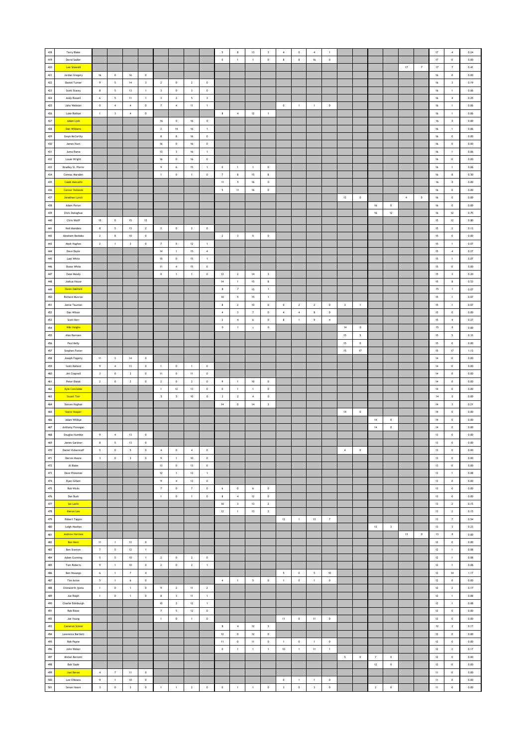| | | | | | | | | | | | | | | | | | | | | | | | | | | |
|---|---|---|---|---|---|---|---|---|---|---|---|---|---|---|---|---|---|---|---|---|---|---|---|---|---|---|
| 418 | Terry Blake | | | | | | | | | 5 | 8 | 13 | 3 | 4 | 0 | 4 | 1 | | | | | | | 17 | 4 | 0.24 |
| 419 | David Sadler | | | | | | | | | 0 | 1 | 1 | 0 | 8 | 8 | 16 | 0 | | | | | | | 17 | 0 | 0.00 |
| 420 | Lee Snowsill | | | | | | | | | | | | | | | | | | | | | 17 | 7 | 17 | 7 | 0.41 |
| 421 | Jordan Gregory | 16 | 0 | 16 | 0 | | | | | | | | | | | | | | | | | | | 16 | 0 | 0.00 |
| 422 | Daniel Turner | 9 | 5 | 14 | 3 | 2 | 0 | 2 | 0 | | | | | | | | | | | | | | | 16 | 3 | 0.19 |
| 423 | Scott Stacey | 8 | 5 | 13 | 1 | 3 | 0 | 3 | 0 | | | | | | | | | | | | | | | 16 | 1 | 0.06 |
| 424 | Andy Russell | 6 | 5 | 11 | 1 | 3 | 2 | 5 | 3 | | | | | | | | | | | | | | | 16 | 4 | 0.25 |
| 425 | John Webster | 0 | 4 | 4 | 0 | 7 | 4 | 11 | 1 | | | | | 0 | 1 | 1 | 0 | | | | | | | 16 | 1 | 0.06 |
| 426 | Luke Rothon | 1 | 3 | 4 | 0 | | | | | 8 | 4 | 12 | 1 | | | | | | | | | | | 16 | 1 | 0.06 |
| 427 | Adam Lock | | | | | 16 | 0 | 16 | 0 | | | | | | | | | | | | | | | 16 | 0 | 0.00 |
| 428 | Dan Williams | | | | | 2 | 14 | 16 | 1 | | | | | | | | | | | | | | | 16 | 1 | 0.06 |
| 429 | Gwyn McCarthy | | | | | 8 | 8 | 16 | 0 | | | | | | | | | | | | | | | 16 | 0 | 0.00 |
| 430 | James Hunt | | | | | 16 | 0 | 16 | 0 | | | | | | | | | | | | | | | 16 | 0 | 0.00 |
| 431 | Juma Rama | | | | | 13 | 3 | 16 | 1 | | | | | | | | | | | | | | | 16 | 1 | 0.06 |
| 432 | Louie Wright | | | | | 16 | 0 | 16 | 0 | | | | | | | | | | | | | | | 16 | 0 | 0.00 |
| 433 | Bradley St. Pierre | | | | | 9 | 6 | 15 | 1 | 0 | 1 | 1 | 0 | | | | | | | | | | | 16 | 1 | 0.06 |
| 434 | Cormac Marsden | | | | | 1 | 0 | 1 | 0 | 7 | 8 | 15 | 8 | | | | | | | | | | | 16 | 8 | 0.50 |
| 435 | Caleb Metcalfe | | | | | | | | | 11 | 5 | 16 | 0 | | | | | | | | | | | 16 | 0 | 0.00 |
| 436 | Connor Hollands | | | | | | | | | 5 | 11 | 16 | 0 | | | | | | | | | | | 16 | 0 | 0.00 |
| 437 | Jonathan Lynch | | | | | | | | | | | | | | | | | 12 | 0 | | | 4 | 0 | 16 | 0 | 0.00 |
| 438 | Adam Porter | | | | | | | | | | | | | | | | | | | 16 | 0 | | | 16 | 0 | 0.00 |
| 439 | Chris Donoghue | | | | | | | | | | | | | | | | | | | 16 | 12 | | | 16 | 12 | 0.75 |
| 440 | Chris Wolff | 15 | 0 | 15 | 12 | | | | | | | | | | | | | | | | | | | 15 | 12 | 0.80 |
| 441 | Neil Manders | 8 | 5 | 13 | 2 | 2 | 0 | 2 | 0 | | | | | | | | | | | | | | | 15 | 2 | 0.13 |
| 442 | Abraham Bediako | 2 | 8 | 10 | 0 | | | | | 2 | 3 | 5 | 0 | | | | | | | | | | | 15 | 0 | 0.00 |
| 443 | Mark Hughes | 2 | 1 | 3 | 0 | 7 | 5 | 12 | 1 | | | | | | | | | | | | | | | 15 | 1 | 0.07 |
| 444 | Dave Doyle | | | | | 14 | 1 | 15 | 4 | | | | | | | | | | | | | | | 15 | 4 | 0.27 |
| 445 | Loel White | | | | | 15 | 0 | 15 | 1 | | | | | | | | | | | | | | | 15 | 1 | 0.07 |
| 446 | Shane White | | | | | 11 | 4 | 15 | 0 | | | | | | | | | | | | | | | 15 | 0 | 0.00 |
| 447 | Zane Moody | | | | | 0 | 1 | 1 | 0 | 12 | 2 | 14 | 3 | | | | | | | | | | | 15 | 3 | 0.20 |
| 448 | Joshua House | | | | | | | | | 14 | 1 | 15 | 8 | | | | | | | | | | | 15 | 8 | 0.53 |
| 449 | Owen Oakford | | | | | | | | | 8 | 7 | 15 | 1 | | | | | | | | | | | 15 | 1 | 0.07 |
| 450 | Richard Munroe | | | | | | | | | 10 | 5 | 15 | 1 | | | | | | | | | | | 15 | 1 | 0.07 |
| 451 | Jamie Taunton | | | | | | | | | 8 | 2 | 10 | 0 | 0 | 2 | 2 | 0 | 3 | 1 | | | | | 15 | 1 | 0.07 |
| 452 | Dan Wilson | | | | | | | | | 4 | 3 | 7 | 0 | 4 | 4 | 8 | 0 | | | | | | | 15 | 0 | 0.00 |
| 453 | Scott Kerr | | | | | | | | | 2 | 4 | 6 | 0 | 8 | 1 | 9 | 4 | | | | | | | 15 | 4 | 0.27 |
| 454 | Niki Heighc | | | | | | | | | 0 | 1 | 1 | 0 | | | | | 14 | 0 | | | | | 15 | 0 | 0.00 |
| 455 | Alan Barrows | | | | | | | | | | | | | | | | | 15 | 5 | | | | | 15 | 5 | 0.33 |
| 456 | Paul Kelly | | | | | | | | | | | | | | | | | 15 | 0 | | | | | 15 | 0 | 0.00 |
| 457 | Stephen Foster | | | | | | | | | | | | | | | | | 15 | 17 | | | | | 15 | 17 | 1.13 |
| 458 | Joseph Fogarty | 11 | 3 | 14 | 0 | | | | | | | | | | | | | | | | | | | 14 | 0 | 0.00 |
| 459 | Scott Ballard | 9 | 4 | 13 | 0 | 1 | 0 | 1 | 0 | | | | | | | | | | | | | | | 14 | 0 | 0.00 |
| 460 | Jim Crapnell | 3 | 0 | 3 | 0 | 11 | 0 | 11 | 0 | | | | | | | | | | | | | | | 14 | 0 | 0.00 |
| 461 | Peter Donat | 2 | 0 | 2 | 0 | 2 | 0 | 2 | 0 | 9 | 1 | 10 | 0 | | | | | | | | | | | 14 | 0 | 0.00 |
| 462 | Kyle Constable | | | | | 1 | 12 | 13 | 0 | 0 | 1 | 1 | 0 | | | | | | | | | | | 14 | 0 | 0.00 |
| 463 | Stuart Torr | | | | | 5 | 5 | 10 | 0 | 2 | 2 | 4 | 0 | | | | | | | | | | | 14 | 0 | 0.00 |
| 464 | Steven Hughan | | | | | | | | | 14 | 0 | 14 | 3 | | | | | | | | | | | 14 | 3 | 0.21 |
| 465 | Steve Hooper | | | | | | | | | | | | | | | | | 14 | 0 | | | | | 14 | 0 | 0.00 |
| 466 | Adam Willbye | | | | | | | | | | | | | | | | | | | 14 | 0 | | | 14 | 0 | 0.00 |
| 467 | Anthony Finnegan | | | | | | | | | | | | | | | | | | | 14 | 0 | | | 14 | 0 | 0.00 |
| 468 | Douglas Humble | 9 | 4 | 13 | 0 | | | | | | | | | | | | | | | | | | | 13 | 0 | 0.00 |
| 469 | James Gardner | 8 | 5 | 13 | 0 | | | | | | | | | | | | | | | | | | | 13 | 0 | 0.00 |
| 470 | Daniel Vickerstaff | 5 | 0 | 5 | 0 | 4 | 0 | 4 | 0 | | | | | | | | | 4 | 0 | | | | | 13 | 0 | 0.00 |
| 471 | Darren Moore | 3 | 0 | 3 | 0 | 9 | 1 | 10 | 0 | | | | | | | | | | | | | | | 13 | 0 | 0.00 |
| 472 | Al Blake | | | | | 13 | 0 | 13 | 0 | | | | | | | | | | | | | | | 13 | 0 | 0.00 |
| 473 | Dave Pressman | | | | | 12 | 1 | 13 | 1 | | | | | | | | | | | | | | | 13 | 1 | 0.08 |
| 474 | Ryan Gillam | | | | | 9 | 4 | 13 | 0 | | | | | | | | | | | | | | | 13 | 0 | 0.00 |
| 475 | Rob Wicks | | | | | 7 | 0 | 7 | 0 | 6 | 0 | 6 | 0 | | | | | | | | | | | 13 | 0 | 0.00 |
| 476 | Dan Bush | | | | | 1 | 0 | 1 | 0 | 8 | 4 | 12 | 0 | | | | | | | | | | | 13 | 0 | 0.00 |
| 477 | Ian Lavin | | | | | | | | | 10 | 3 | 13 | 2 | | | | | | | | | | | 13 | 2 | 0.15 |
| 478 | Kieron Lee | | | | | | | | | 12 | 1 | 13 | 2 | | | | | | | | | | | 13 | 2 | 0.15 |
| 479 | Robert Tappin | | | | | | | | | | | | | 12 | 1 | 13 | 7 | | | | | | | 13 | 7 | 0.54 |
| 480 | Leigh Hawkes | | | | | | | | | | | | | | | | | | | 13 | 3 | | | 13 | 3 | 0.23 |
| 481 | Andrew Hartless | | | | | | | | | | | | | | | | | | | | | 13 | 0 | 13 | 0 | 0.00 |
| 482 | Ben Kent | 11 | 1 | 12 | 0 | | | | | | | | | | | | | | | | | | | 12 | 0 | 0.00 |
| 483 | Ben Stanton | 7 | 5 | 12 | 1 | | | | | | | | | | | | | | | | | | | 12 | 1 | 0.08 |
| 484 | Adam Gunning | 5 | 5 | 10 | 1 | 2 | 0 | 2 | 0 | | | | | | | | | | | | | | | 12 | 1 | 0.08 |
| 485 | Tom Roberts | 9 | 1 | 10 | 0 | 2 | 0 | 2 | 1 | | | | | | | | | | | | | | | 12 | 1 | 0.08 |
| 486 | Ben Housego | 6 | 1 | 7 | 4 | | | | | | | | | 5 | 0 | 5 | 10 | | | | | | | 12 | 14 | 1.17 |
| 487 | Tim Acton | 5 | 1 | 6 | 0 | | | | | 4 | 1 | 5 | 0 | 1 | 0 | 1 | 0 | | | | | | | 12 | 0 | 0.00 |
| 488 | Chinwotrih Ijoma | 1 | 0 | 1 | 0 | 9 | 2 | 11 | 2 | | | | | | | | | | | | | | | 12 | 2 | 0.17 |
| 489 | Joe Ralph | 1 | 0 | 1 | 0 | 8 | 3 | 11 | 1 | | | | | | | | | | | | | | | 12 | 1 | 0.08 |
| 490 | Charlie Edinburgh | | | | | 10 | 2 | 12 | 1 | | | | | | | | | | | | | | | 12 | 1 | 0.08 |
| 491 | Rob Rowe | | | | | 7 | 5 | 12 | 0 | | | | | | | | | | | | | | | 12 | 0 | 0.00 |
| 492 | Joe Young | | | | | 1 | 0 | 1 | 0 | | | | | 11 | 0 | 11 | 0 | | | | | | | 12 | 0 | 0.00 |
| 493 | Cameron Scorer | | | | | | | | | 8 | 4 | 12 | 2 | | | | | | | | | | | 12 | 2 | 0.17 |
| 494 | Lawrence Bartlett | | | | | | | | | 12 | 0 | 12 | 0 | | | | | | | | | | | 12 | 0 | 0.00 |
| 495 | Rob Payne | | | | | | | | | 11 | 0 | 11 | 0 | 1 | 0 | 1 | 0 | | | | | | | 12 | 0 | 0.00 |
| 496 | John Weber | | | | | | | | | 0 | 1 | 1 | 1 | 10 | 1 | 11 | 1 | | | | | | | 12 | 2 | 0.17 |
| 497 | Michel Bertotti | | | | | | | | | | | | | | | | | 5 | 0 | 7 | 0 | | | 12 | 0 | 0.00 |
| 498 | Bob Slade | | | | | | | | | | | | | | | | | | | 12 | 0 | | | 12 | 0 | 0.00 |
| 499 | Joel Bevan | 4 | 7 | 11 | 0 | | | | | | | | | | | | | | | | | | | 11 | 0 | 0.00 |
| 500 | Lee O'Meara | 9 | 1 | 10 | 0 | | | | | | | | | 0 | 1 | 1 | 0 | | | | | | | 11 | 0 | 0.00 |
| 501 | Simon Hearn | 3 | 0 | 3 | 0 | 1 | 1 | 2 | 0 | 0 | 1 | 1 | 0 | 3 | 0 | 3 | 0 | | | 2 | 0 | | | 11 | 0 | 0.00 |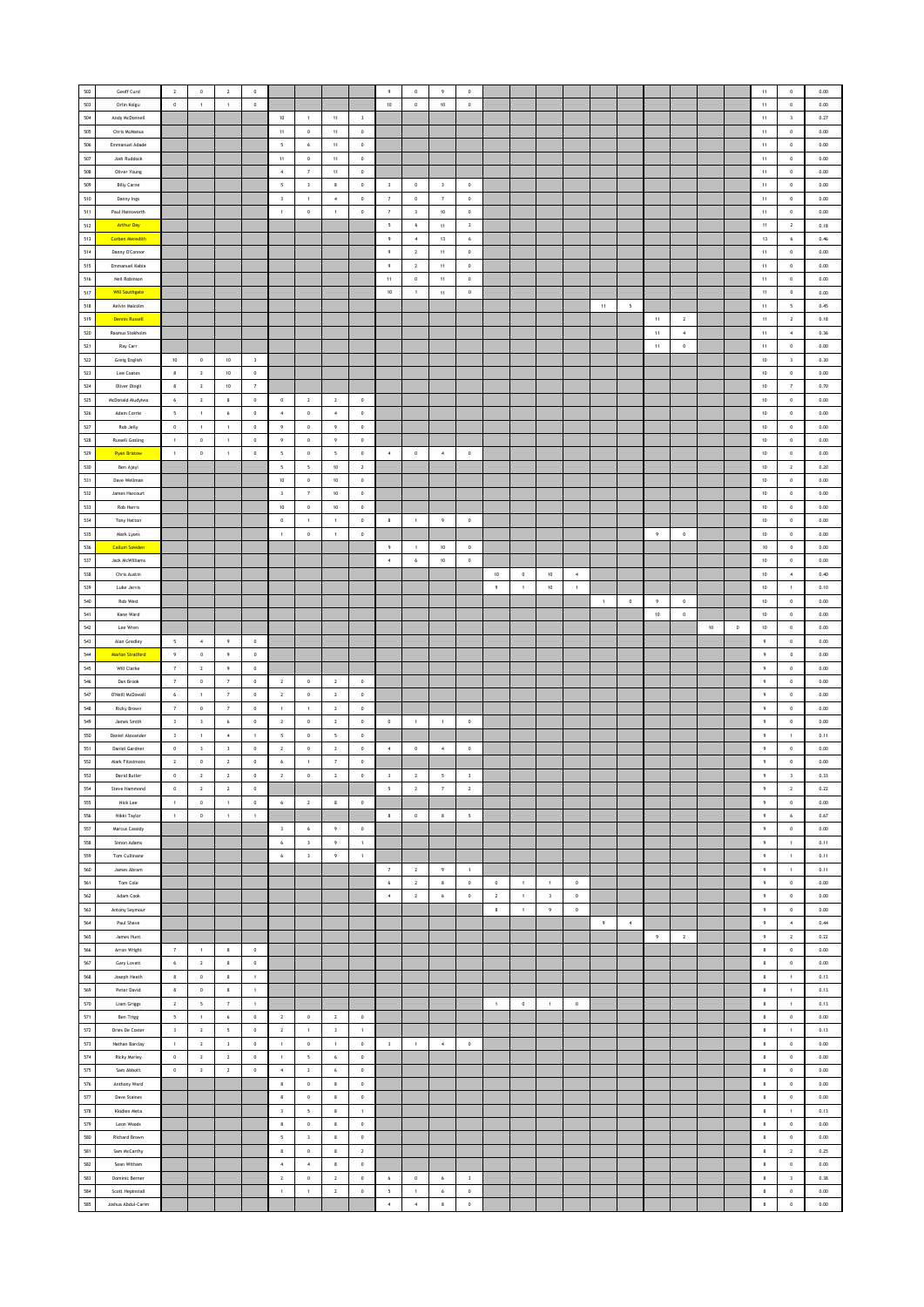| | | | | | | | | | | | | | | | | | | | | | | | | | | |
|---|---|---|---|---|---|---|---|---|---|---|---|---|---|---|---|---|---|---|---|---|---|---|---|---|---|---|
| 502 | Geoff Curd | 2 | 0 | 2 | 0 | | | | | 9 | 0 | 9 | 0 | | | | | | | | | | | 11 | 0 | 0.00 |
| 503 | Orlin Koigu | 0 | 1 | 1 | 0 | | | | | 10 | 0 | 10 | 0 | | | | | | | | | | | 11 | 0 | 0.00 |
| 504 | Andy McDonnell | | | | | 10 | 1 | 11 | 3 | | | | | | | | | | | | | | | 11 | 3 | 0.27 |
| 505 | Chris McManus | | | | | 11 | 0 | 11 | 0 | | | | | | | | | | | | | | | 11 | 0 | 0.00 |
| 506 | Emmanuel Adade | | | | | 5 | 6 | 11 | 0 | | | | | | | | | | | | | | | 11 | 0 | 0.00 |
| 507 | Josh Ruddock | | | | | 11 | 0 | 11 | 0 | | | | | | | | | | | | | | | 11 | 0 | 0.00 |
| 508 | Oliver Young | | | | | 4 | 7 | 11 | 0 | | | | | | | | | | | | | | | 11 | 0 | 0.00 |
| 509 | Billy Carne | | | | | 5 | 3 | 8 | 0 | 3 | 0 | 3 | 0 | | | | | | | | | | | 11 | 0 | 0.00 |
| 510 | Danny Ings | | | | | 3 | 1 | 4 | 0 | 7 | 0 | 7 | 0 | | | | | | | | | | | 11 | 0 | 0.00 |
| 511 | Paul Hainsworth | | | | | 1 | 0 | 1 | 0 | 7 | 3 | 10 | 0 | | | | | | | | | | | 11 | 0 | 0.00 |
| 512 | Arthur Day | | | | | | | | | 5 | 6 | 11 | 2 | | | | | | | | | | | 11 | 2 | 0.18 |
| 513 | Corben Meredith | | | | | | | | | 9 | 4 | 13 | 6 | | | | | | | | | | | 13 | 6 | 0.46 |
| 514 | Danny O'Connor | | | | | | | | | 9 | 2 | 11 | 0 | | | | | | | | | | | 11 | 0 | 0.00 |
| 515 | Emmanuel Kabia | | | | | | | | | 9 | 2 | 11 | 0 | | | | | | | | | | | 11 | 0 | 0.00 |
| 516 | Neil Robinson | | | | | | | | | 11 | 0 | 11 | 0 | | | | | | | | | | | 11 | 0 | 0.00 |
| 517 | Will Southgate | | | | | | | | | 10 | 1 | 11 | 0 | | | | | | | | | | | 11 | 0 | 0.00 |
| 518 | Kelvin Malcolm | | | | | | | | | | | | | | | | | 11 | 5 | | | | | 11 | 5 | 0.45 |
| 519 | Dennis Russell | | | | | | | | | | | | | | | | | | | 11 | 2 | | | 11 | 2 | 0.18 |
| 520 | Rasmus Stokholm | | | | | | | | | | | | | | | | | | | 11 | 4 | | | 11 | 4 | 0.36 |
| 521 | Ray Carr | | | | | | | | | | | | | | | | | | | 11 | 0 | | | 11 | 0 | 0.00 |
| 522 | Greig English | 10 | 0 | 10 | 3 | | | | | | | | | | | | | | | | | | | 10 | 3 | 0.30 |
| 523 | Lee Coates | 8 | 2 | 10 | 0 | | | | | | | | | | | | | | | | | | | 10 | 0 | 0.00 |
| 524 | Oliver Dingli | 8 | 2 | 10 | 7 | | | | | | | | | | | | | | | | | | | 10 | 7 | 0.70 |
| 525 | McDonald Atudyiwa | 6 | 2 | 8 | 0 | 0 | 2 | 2 | 0 | | | | | | | | | | | | | | | 10 | 0 | 0.00 |
| 526 | Adam Corrie | 5 | 1 | 6 | 0 | 4 | 0 | 4 | 0 | | | | | | | | | | | | | | | 10 | 0 | 0.00 |
| 527 | Rob Jelly | 0 | 1 | 1 | 0 | 9 | 0 | 9 | 0 | | | | | | | | | | | | | | | 10 | 0 | 0.00 |
| 528 | Russell Gosling | 1 | 0 | 1 | 0 | 9 | 0 | 9 | 0 | | | | | | | | | | | | | | | 10 | 0 | 0.00 |
| 529 | Ryan Bristow | 1 | 0 | 1 | 0 | 5 | 0 | 5 | 0 | 4 | 0 | 4 | 0 | | | | | | | | | | | 10 | 0 | 0.00 |
| 530 | Ben Ajayi | | | | | 5 | 5 | 10 | 2 | | | | | | | | | | | | | | | 10 | 2 | 0.20 |
| 531 | Dave Wellman | | | | | 10 | 0 | 10 | 0 | | | | | | | | | | | | | | | 10 | 0 | 0.00 |
| 532 | James Harcourt | | | | | 3 | 7 | 10 | 0 | | | | | | | | | | | | | | | 10 | 0 | 0.00 |
| 533 | Rob Harris | | | | | 10 | 0 | 10 | 0 | | | | | | | | | | | | | | | 10 | 0 | 0.00 |
| 534 | Tony Hatton | | | | | 0 | 1 | 1 | 0 | 8 | 1 | 9 | 0 | | | | | | | | | | | 10 | 0 | 0.00 |
| 535 | Mark Lyons | | | | | 1 | 0 | 1 | 0 | | | | | | | | | | | 9 | 0 | | | 10 | 0 | 0.00 |
| 536 | Callum Sowden | | | | | | | | | 9 | 1 | 10 | 0 | | | | | | | | | | | 10 | 0 | 0.00 |
| 537 | Jack McWilliams | | | | | | | | | 4 | 6 | 10 | 0 | | | | | | | | | | | 10 | 0 | 0.00 |
| 538 | Chris Austin | | | | | | | | | | | | | 10 | 0 | 10 | 4 | | | | | | | 10 | 4 | 0.40 |
| 539 | Luke Jarvis | | | | | | | | | | | | | 9 | 1 | 10 | 1 | | | | | | | 10 | 1 | 0.10 |
| 540 | Rob West | | | | | | | | | | | | | | | | | 1 | 0 | 9 | 0 | | | 10 | 0 | 0.00 |
| 541 | Kane Ward | | | | | | | | | | | | | | | | | | | 10 | 0 | | | 10 | 0 | 0.00 |
| 542 | Lee Wren | | | | | | | | | | | | | | | | | | | | | 10 | 0 | 10 | 0 | 0.00 |
| 543 | Alan Greatley | 5 | 4 | 9 | 0 | | | | | | | | | | | | | | | | | | | 9 | 0 | 0.00 |
| 544 | Marlon Stratford | 9 | 0 | 9 | 0 | | | | | | | | | | | | | | | | | | | 9 | 0 | 0.00 |
| 545 | Will Clarke | 7 | 2 | 9 | 0 | | | | | | | | | | | | | | | | | | | 9 | 0 | 0.00 |
| 546 | Dan Brook | 7 | 0 | 7 | 0 | 2 | 0 | 2 | 0 | | | | | | | | | | | | | | | 9 | 0 | 0.00 |
| 547 | O'Neill McDowall | 6 | 1 | 7 | 0 | 2 | 0 | 2 | 0 | | | | | | | | | | | | | | | 9 | 0 | 0.00 |
| 548 | Ricky Brown | 7 | 0 | 7 | 0 | 1 | 1 | 2 | 0 | | | | | | | | | | | | | | | 9 | 0 | 0.00 |
| 549 | James Smith | 3 | 3 | 6 | 0 | 2 | 0 | 2 | 0 | 0 | 1 | 1 | 0 | | | | | | | | | | | 9 | 0 | 0.00 |
| 550 | Daniel Alexander | 3 | 1 | 4 | 1 | 5 | 0 | 5 | 0 | | | | | | | | | | | | | | | 9 | 1 | 0.11 |
| 551 | Daniel Gardner | 0 | 3 | 3 | 0 | 2 | 0 | 2 | 0 | 4 | 0 | 4 | 0 | | | | | | | | | | | 9 | 0 | 0.00 |
| 552 | Mark Fitzsimons | 2 | 0 | 2 | 0 | 6 | 1 | 7 | 0 | | | | | | | | | | | | | | | 9 | 0 | 0.00 |
| 553 | David Butler | 0 | 2 | 2 | 0 | 2 | 0 | 2 | 0 | 3 | 2 | 5 | 3 | | | | | | | | | | | 9 | 3 | 0.33 |
| 554 | Steve Hammond | 0 | 2 | 2 | 0 | | | | | 5 | 2 | 7 | 2 | | | | | | | | | | | 9 | 2 | 0.22 |
| 555 | Nick Lee | 1 | 0 | 1 | 0 | 6 | 2 | 8 | 0 | | | | | | | | | | | | | | | 9 | 0 | 0.00 |
| 556 | Nikki Taylor | 1 | 0 | 1 | 1 | | | | | 8 | 0 | 8 | 5 | | | | | | | | | | | 9 | 6 | 0.67 |
| 557 | Marcus Cassidy | | | | | 3 | 6 | 9 | 0 | | | | | | | | | | | | | | | 9 | 0 | 0.00 |
| 558 | Simon Adams | | | | | 6 | 3 | 9 | 1 | | | | | | | | | | | | | | | 9 | 1 | 0.11 |
| 559 | Tom Cullinane | | | | | 6 | 3 | 9 | 1 | | | | | | | | | | | | | | | 9 | 1 | 0.11 |
| 560 | James Abram | | | | | | | | | 7 | 2 | 9 | 1 | | | | | | | | | | | 9 | 1 | 0.11 |
| 561 | Tom Cole | | | | | | | | | 6 | 2 | 8 | 0 | 0 | 1 | 1 | 0 | | | | | | | 9 | 0 | 0.00 |
| 562 | Adam Cook | | | | | | | | | 4 | 2 | 6 | 0 | 2 | 1 | 3 | 0 | | | | | | | 9 | 0 | 0.00 |
| 563 | Antony Seymour | | | | | | | | | | | | | 8 | 1 | 9 | 0 | | | | | | | 9 | 0 | 0.00 |
| 564 | Paul Shave | | | | | | | | | | | | | | | | | 9 | 4 | | | | | 9 | 4 | 0.44 |
| 565 | James Hunt | | | | | | | | | | | | | | | | | | | 9 | 2 | | | 9 | 2 | 0.22 |
| 566 | Arron Wright | 7 | 1 | 8 | 0 | | | | | | | | | | | | | | | | | | | 8 | 0 | 0.00 |
| 567 | Gary Lovatt | 6 | 2 | 8 | 0 | | | | | | | | | | | | | | | | | | | 8 | 0 | 0.00 |
| 568 | Joseph Heath | 8 | 0 | 8 | 1 | | | | | | | | | | | | | | | | | | | 8 | 1 | 0.13 |
| 569 | Peter David | 8 | 0 | 8 | 1 | | | | | | | | | | | | | | | | | | | 8 | 1 | 0.13 |
| 570 | Liam Griggs | 2 | 5 | 7 | 1 | | | | | | | | | 1 | 0 | 1 | 0 | | | | | | | 8 | 1 | 0.13 |
| 571 | Ben Trigg | 5 | 1 | 6 | 0 | 2 | 0 | 2 | 0 | | | | | | | | | | | | | | | 8 | 0 | 0.00 |
| 572 | Dries De Coster | 3 | 2 | 5 | 0 | 2 | 1 | 3 | 1 | | | | | | | | | | | | | | | 8 | 1 | 0.13 |
| 573 | Nathan Barclay | 1 | 2 | 3 | 0 | 1 | 0 | 1 | 0 | 3 | 1 | 4 | 0 | | | | | | | | | | | 8 | 0 | 0.00 |
| 574 | Ricky Morley | 0 | 2 | 2 | 0 | 1 | 5 | 6 | 0 | | | | | | | | | | | | | | | 8 | 0 | 0.00 |
| 575 | Sam Abbott | 0 | 2 | 2 | 0 | 4 | 2 | 6 | 0 | | | | | | | | | | | | | | | 8 | 0 | 0.00 |
| 576 | Anthony Ward | | | | | 8 | 0 | 8 | 0 | | | | | | | | | | | | | | | 8 | 0 | 0.00 |
| 577 | Dave Staines | | | | | 8 | 0 | 8 | 0 | | | | | | | | | | | | | | | 8 | 0 | 0.00 |
| 578 | Kladen Metu | | | | | 3 | 5 | 8 | 1 | | | | | | | | | | | | | | | 8 | 1 | 0.13 |
| 579 | Leon Woods | | | | | 8 | 0 | 8 | 0 | | | | | | | | | | | | | | | 8 | 0 | 0.00 |
| 580 | Richard Brown | | | | | 5 | 3 | 8 | 0 | | | | | | | | | | | | | | | 8 | 0 | 0.00 |
| 581 | Sam McCarthy | | | | | 8 | 0 | 8 | 2 | | | | | | | | | | | | | | | 8 | 2 | 0.25 |
| 582 | Sean Witham | | | | | 4 | 4 | 8 | 0 | | | | | | | | | | | | | | | 8 | 0 | 0.00 |
| 583 | Dominic Berner | | | | | 2 | 0 | 2 | 0 | 6 | 0 | 6 | 3 | | | | | | | | | | | 8 | 3 | 0.38 |
| 584 | Scott Hepinstall | | | | | 1 | 1 | 2 | 0 | 5 | 1 | 6 | 0 | | | | | | | | | | | 8 | 0 | 0.00 |
| 585 | Joshua Abdul-Carim | | | | | | | | | 4 | 4 | 8 | 0 | | | | | | | | | | | 8 | 0 | 0.00 |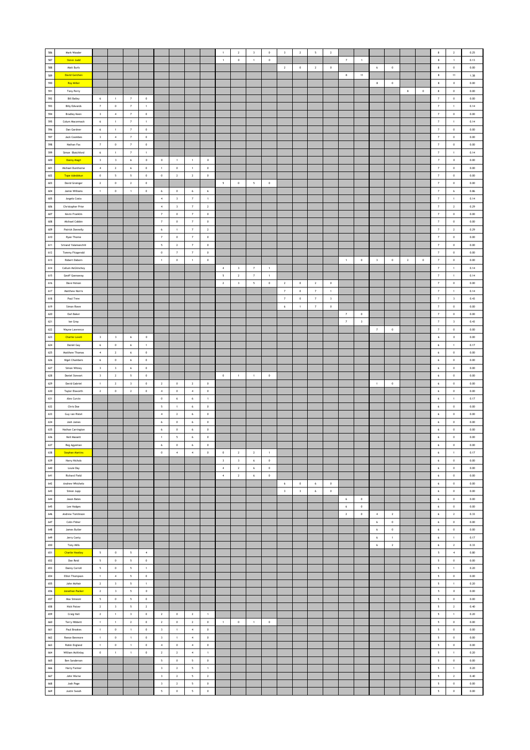| | | | | | | | | | | | | | | | | | | | | | | | | | | |
|---|---|---|---|---|---|---|---|---|---|---|---|---|---|---|---|---|---|---|---|---|---|---|---|---|---|---|
| 586 | Mark Wooder | | | | | | | | | 1 | 2 | 3 | 0 | 3 | 2 | 5 | 2 | | | | | | | 8 | 2 | 0.25 |
| 587 | Steve Judd | | | | | | | | | 1 | 0 | 1 | 0 | | | | | 7 | 1 | | | | | 8 | 1 | 0.13 |
| 588 | Matt Burls | | | | | | | | | | | | | 2 | 0 | 2 | 0 | | | 6 | 0 | | | 8 | 0 | 0.00 |
| 589 | David Gershon | | | | | | | | | | | | | | | | | 8 | 11 | | | | | 8 | 11 | 1.38 |
| 590 | Roy Miller | | | | | | | | | | | | | | | | | | | 8 | 0 | | | 8 | 0 | 0.00 |
| 591 | Tony Perry | | | | | | | | | | | | | | | | | | | | | 8 | 0 | 8 | 0 | 0.00 |
| 592 | Bill Bailey | 6 | 1 | 7 | 0 | | | | | | | | | | | | | | | | | | | 7 | 0 | 0.00 |
| 593 | Billy Edwards | 7 | 0 | 7 | 1 | | | | | | | | | | | | | | | | | | | 7 | 1 | 0.14 |
| 594 | Bradley Keen | 3 | 4 | 7 | 0 | | | | | | | | | | | | | | | | | | | 7 | 0 | 0.00 |
| 595 | Colum Macormack | 6 | 1 | 7 | 1 | | | | | | | | | | | | | | | | | | | 7 | 1 | 0.14 |
| 596 | Dan Gardner | 6 | 1 | 7 | 0 | | | | | | | | | | | | | | | | | | | 7 | 0 | 0.00 |
| 597 | Jack Coombes | 3 | 4 | 7 | 0 | | | | | | | | | | | | | | | | | | | 7 | 0 | 0.00 |
| 598 | Nathan Fox | 7 | 0 | 7 | 0 | | | | | | | | | | | | | | | | | | | 7 | 0 | 0.00 |
| 599 | Simon Blatchford | 6 | 1 | 7 | 1 | | | | | | | | | | | | | | | | | | | 7 | 1 | 0.14 |
| 600 | Danny Magri | 3 | 3 | 6 | 0 | 0 | 1 | 1 | 0 | | | | | | | | | | | | | | | 7 | 0 | 0.00 |
| 601 | Michael Dunthorne | 4 | 2 | 6 | 0 | 1 | 0 | 1 | 0 | | | | | | | | | | | | | | | 7 | 0 | 0.00 |
| 602 | Tope Adedokun | 0 | 5 | 5 | 0 | 0 | 2 | 2 | 0 | | | | | | | | | | | | | | | 7 | 0 | 0.00 |
| 603 | David Grainger | 2 | 0 | 2 | 0 | | | | | 5 | 0 | 5 | 0 | | | | | | | | | | | 7 | 0 | 0.00 |
| 604 | Jamie Williams | 1 | 0 | 1 | 0 | 6 | 0 | 6 | 6 | | | | | | | | | | | | | | | 7 | 6 | 0.86 |
| 605 | Angelo Costa | | | | | 4 | 3 | 7 | 1 | | | | | | | | | | | | | | | 7 | 1 | 0.14 |
| 606 | Christopher Prior | | | | | 4 | 3 | 7 | 2 | | | | | | | | | | | | | | | 7 | 2 | 0.29 |
| 607 | Kevin Franklin | | | | | 7 | 0 | 7 | 0 | | | | | | | | | | | | | | | 7 | 0 | 0.00 |
| 608 | Michael Cobbin | | | | | 7 | 0 | 7 | 0 | | | | | | | | | | | | | | | 7 | 0 | 0.00 |
| 609 | Patrick Donnelly | | | | | 6 | 1 | 7 | 2 | | | | | | | | | | | | | | | 7 | 2 | 0.29 |
| 610 | Ryan Thorne | | | | | 7 | 0 | 7 | 0 | | | | | | | | | | | | | | | 7 | 0 | 0.00 |
| 611 | Srinand Yolamanchili | | | | | 5 | 2 | 7 | 0 | | | | | | | | | | | | | | | 7 | 0 | 0.00 |
| 612 | Tommy Fitzgerald | | | | | 0 | 7 | 7 | 0 | | | | | | | | | | | | | | | 7 | 0 | 0.00 |
| 613 | Robert Daborn | | | | | 1 | 0 | 1 | 0 | | | | | | | | | 1 | 0 | 3 | 0 | 2 | 0 | 7 | 0 | 0.00 |
| 614 | Callum McGlinchey | | | | | | | | | 4 | 3 | 7 | 1 | | | | | | | | | | | 7 | 1 | 0.14 |
| 615 | Geoff Gannaway | | | | | | | | | 5 | 2 | 7 | 1 | | | | | | | | | | | 7 | 1 | 0.14 |
| 616 | Dave Hotson | | | | | | | | | 2 | 3 | 5 | 0 | 2 | 0 | 2 | 0 | | | | | | | 7 | 0 | 0.00 |
| 617 | Matthew Norris | | | | | | | | | | | | | 7 | 0 | 7 | 1 | | | | | | | 7 | 1 | 0.14 |
| 618 | Paul Trew | | | | | | | | | | | | | 7 | 0 | 7 | 3 | | | | | | | 7 | 3 | 0.43 |
| 619 | Simon Rowe | | | | | | | | | | | | | 6 | 1 | 7 | 0 | | | | | | | 7 | 0 | 0.00 |
| 620 | Earl Baker | | | | | | | | | | | | | | | | | 7 | 0 | | | | | 7 | 0 | 0.00 |
| 621 | Ian Gray | | | | | | | | | | | | | | | | | 7 | 3 | | | | | 7 | 3 | 0.43 |
| 622 | Wayne Lawrence | | | | | | | | | | | | | | | | | | | 7 | 0 | | | 7 | 0 | 0.00 |
| 623 | Charlie Lovell | 3 | 3 | 6 | 0 | | | | | | | | | | | | | | | | | | | 6 | 0 | 0.00 |
| 624 | Daniel Gay | 6 | 0 | 6 | 1 | | | | | | | | | | | | | | | | | | | 6 | 1 | 0.17 |
| 625 | Matthew Thomas | 4 | 2 | 6 | 0 | | | | | | | | | | | | | | | | | | | 6 | 0 | 0.00 |
| 626 | Nigel Chambers | 6 | 0 | 6 | 0 | | | | | | | | | | | | | | | | | | | 6 | 0 | 0.00 |
| 627 | Simon Witney | 3 | 3 | 6 | 0 | | | | | | | | | | | | | | | | | | | 6 | 0 | 0.00 |
| 628 | Daniel Stewart | 3 | 2 | 5 | 0 | | | | | 0 | 1 | 1 | 0 | | | | | | | | | | | 6 | 0 | 0.00 |
| 629 | David Gabriel | 1 | 2 | 3 | 0 | 2 | 0 | 2 | 0 | | | | | | | | | | | 1 | 0 | | | 6 | 0 | 0.00 |
| 630 | Taylor Elsworth | 2 | 0 | 2 | 0 | 4 | 0 | 4 | 0 | | | | | | | | | | | | | | | 6 | 0 | 0.00 |
| 631 | Alex Curcio | | | | | 0 | 6 | 6 | 1 | | | | | | | | | | | | | | | 6 | 1 | 0.17 |
| 632 | Chris Doe | | | | | 5 | 1 | 6 | 0 | | | | | | | | | | | | | | | 6 | 0 | 0.00 |
| 633 | Guy van Ristel | | | | | 4 | 2 | 6 | 0 | | | | | | | | | | | | | | | 6 | 0 | 0.00 |
| 634 | Josh James | | | | | 6 | 0 | 6 | 0 | | | | | | | | | | | | | | | 6 | 0 | 0.00 |
| 635 | Nathan Carrington | | | | | 6 | 0 | 6 | 0 | | | | | | | | | | | | | | | 6 | 0 | 0.00 |
| 636 | Neil Massett | | | | | 1 | 5 | 6 | 0 | | | | | | | | | | | | | | | 6 | 0 | 0.00 |
| 637 | Reg Agyeman | | | | | 6 | 0 | 6 | 0 | | | | | | | | | | | | | | | 6 | 0 | 0.00 |
| 638 | Stephan Martins | | | | | 0 | 4 | 4 | 0 | 0 | 2 | 2 | 1 | | | | | | | | | | | 6 | 1 | 0.17 |
| 639 | Harry Nichols | | | | | | | | | 3 | 3 | 6 | 0 | | | | | | | | | | | 6 | 0 | 0.00 |
| 640 | Louie Day | | | | | | | | | 4 | 2 | 6 | 0 | | | | | | | | | | | 6 | 0 | 0.00 |
| 641 | Richard Field | | | | | | | | | 4 | 2 | 6 | 0 | | | | | | | | | | | 6 | 0 | 0.00 |
| 642 | Andrew Whichelo | | | | | | | | | | | | | 6 | 0 | 6 | 0 | | | | | | | 6 | 0 | 0.00 |
| 643 | Simon Jupp | | | | | | | | | | | | | 3 | 3 | 6 | 0 | | | | | | | 6 | 0 | 0.00 |
| 644 | Jason Bates | | | | | | | | | | | | | | | | | 6 | 0 | | | | | 6 | 0 | 0.00 |
| 645 | Lee Hodges | | | | | | | | | | | | | | | | | 6 | 0 | | | | | 6 | 0 | 0.00 |
| 646 | Andrew Tomlinson | | | | | | | | | | | | | | | | | 2 | 0 | 4 | 2 | | | 6 | 2 | 0.33 |
| 647 | Colin Fisher | | | | | | | | | | | | | | | | | | | 6 | 0 | | | 6 | 0 | 0.00 |
| 648 | James Butler | | | | | | | | | | | | | | | | | | | 6 | 0 | | | 6 | 0 | 0.00 |
| 649 | Jerry Canty | | | | | | | | | | | | | | | | | | | 6 | 1 | | | 6 | 1 | 0.17 |
| 650 | Tony Mills | | | | | | | | | | | | | | | | | | | 6 | 2 | | | 6 | 2 | 0.33 |
| 651 | Charlie Heatley | 5 | 0 | 5 | 4 | | | | | | | | | | | | | | | | | | | 5 | 4 | 0.80 |
| 652 | Dan Reid | 5 | 0 | 5 | 0 | | | | | | | | | | | | | | | | | | | 5 | 0 | 0.00 |
| 653 | Danny Carroll | 5 | 0 | 5 | 1 | | | | | | | | | | | | | | | | | | | 5 | 1 | 0.20 |
| 654 | Elliot Thompson | 1 | 4 | 5 | 0 | | | | | | | | | | | | | | | | | | | 5 | 0 | 0.00 |
| 655 | John McNair | 2 | 3 | 5 | 1 | | | | | | | | | | | | | | | | | | | 5 | 1 | 0.20 |
| 656 | Jonathan Packer | 2 | 3 | 5 | 0 | | | | | | | | | | | | | | | | | | | 5 | 0 | 0.00 |
| 657 | Max Simeoni | 5 | 0 | 5 | 0 | | | | | | | | | | | | | | | | | | | 5 | 0 | 0.00 |
| 658 | Nick Patsov | 2 | 3 | 5 | 2 | | | | | | | | | | | | | | | | | | | 5 | 2 | 0.40 |
| 659 | Craig Hall | 2 | 1 | 3 | 0 | 2 | 0 | 2 | 1 | | | | | | | | | | | | | | | 5 | 1 | 0.20 |
| 660 | Terry Hibbett | 1 | 1 | 2 | 0 | 2 | 0 | 2 | 0 | 1 | 0 | 1 | 0 | | | | | | | | | | | 5 | 0 | 0.00 |
| 661 | Paul Brookes | 1 | 0 | 1 | 0 | 3 | 1 | 4 | 0 | | | | | | | | | | | | | | | 5 | 0 | 0.00 |
| 662 | Reece Benmore | 1 | 0 | 1 | 0 | 3 | 1 | 4 | 0 | | | | | | | | | | | | | | | 5 | 0 | 0.00 |
| 663 | Robin England | 1 | 0 | 1 | 0 | 4 | 0 | 4 | 0 | | | | | | | | | | | | | | | 5 | 0 | 0.00 |
| 664 | William McKinlay | 0 | 1 | 1 | 0 | 2 | 2 | 4 | 1 | | | | | | | | | | | | | | | 5 | 1 | 0.20 |
| 665 | Ben Senderson | | | | | 5 | 0 | 5 | 0 | | | | | | | | | | | | | | | 5 | 0 | 0.00 |
| 666 | Harry Farmer | | | | | 3 | 2 | 5 | 1 | | | | | | | | | | | | | | | 5 | 1 | 0.20 |
| 667 | John Warne | | | | | 3 | 2 | 5 | 2 | | | | | | | | | | | | | | | 5 | 2 | 0.40 |
| 668 | Josh Page | | | | | 3 | 2 | 5 | 0 | | | | | | | | | | | | | | | 5 | 0 | 0.00 |
| 669 | Justin Swash | | | | | 5 | 0 | 5 | 0 | | | | | | | | | | | | | | | 5 | 0 | 0.00 |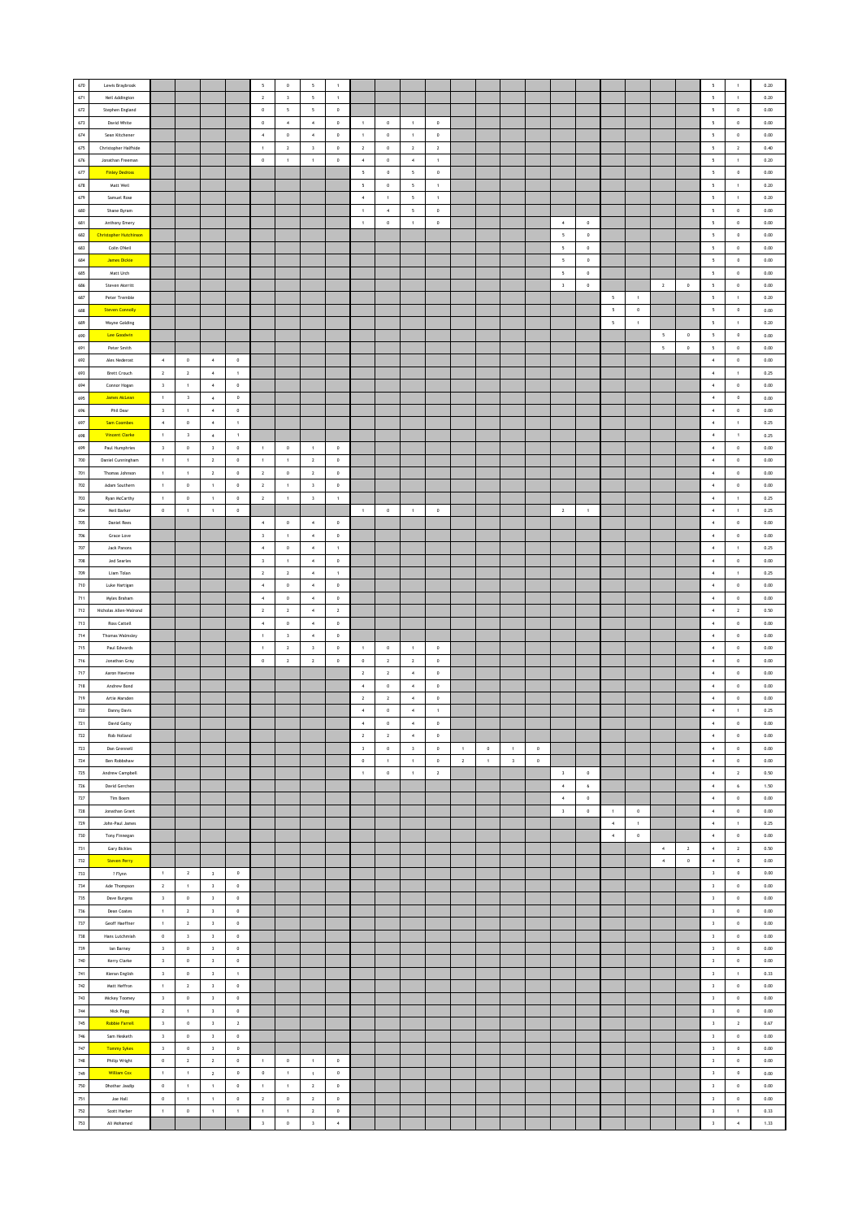| | | | | | | | | | | | | | | | | | | | | | | | | | | |
|---|---|---|---|---|---|---|---|---|---|---|---|---|---|---|---|---|---|---|---|---|---|---|---|---|---|---|
| 670 | Lewis Braybrook | | | | | 5 | 0 | 5 | 1 | | | | | | | | | | | | | | | 5 | 1 | 0.20 |
| 671 | Neil Addington | | | | | 2 | 3 | 5 | 1 | | | | | | | | | | | | | | | 5 | 1 | 0.20 |
| 672 | Stephen England | | | | | 0 | 5 | 5 | 0 | | | | | | | | | | | | | | | 5 | 0 | 0.00 |
| 673 | David White | | | | | 0 | 4 | 4 | 0 | 1 | 0 | 1 | 0 | | | | | | | | | | | 5 | 0 | 0.00 |
| 674 | Sean Kitchener | | | | | 4 | 0 | 4 | 0 | 1 | 0 | 1 | 0 | | | | | | | | | | | 5 | 0 | 0.00 |
| 675 | Christopher Halfhide | | | | | 1 | 2 | 3 | 0 | 2 | 0 | 2 | 2 | | | | | | | | | | | 5 | 2 | 0.40 |
| 676 | Jonathan Freeman | | | | | 0 | 1 | 1 | 0 | 4 | 0 | 4 | 1 | | | | | | | | | | | 5 | 1 | 0.20 |
| 677 | Finley Dedross | | | | | | | | | 5 | 0 | 5 | 0 | | | | | | | | | | | 5 | 0 | 0.00 |
| 678 | Matt Well | | | | | | | | | 5 | 0 | 5 | 1 | | | | | | | | | | | 5 | 1 | 0.20 |
| 679 | Samuel Rose | | | | | | | | | 4 | 1 | 5 | 1 | | | | | | | | | | | 5 | 1 | 0.20 |
| 680 | Shane Byram | | | | | | | | | 1 | 4 | 5 | 0 | | | | | | | | | | | 5 | 0 | 0.00 |
| 681 | Anthony Emery | | | | | | | | | 1 | 0 | 1 | 0 | | | | | 4 | 0 | | | | | 5 | 0 | 0.00 |
| 682 | Christopher Hutchinson | | | | | | | | | | | | | | | | | 5 | 0 | | | | | 5 | 0 | 0.00 |
| 683 | Colin O'Neil | | | | | | | | | | | | | | | | | 5 | 0 | | | | | 5 | 0 | 0.00 |
| 684 | James Dickie | | | | | | | | | | | | | | | | | 5 | 0 | | | | | 5 | 0 | 0.00 |
| 685 | Matt Urch | | | | | | | | | | | | | | | | | 5 | 0 | | | | | 5 | 0 | 0.00 |
| 686 | Steven Merritt | | | | | | | | | | | | | | | | | 3 | 0 | | | 2 | 0 | 5 | 0 | 0.00 |
| 687 | Peter Tremble | | | | | | | | | | | | | | | | | | | 5 | 1 | | | 5 | 1 | 0.20 |
| 688 | Steven Connolly | | | | | | | | | | | | | | | | | | | 5 | 0 | | | 5 | 0 | 0.00 |
| 689 | Wayne Golding | | | | | | | | | | | | | | | | | | | 5 | 1 | | | 5 | 1 | 0.20 |
| 690 | Lee Goodwin | | | | | | | | | | | | | | | | | | | | | 5 | 0 | 5 | 0 | 0.00 |
| 691 | Peter Smith | | | | | | | | | | | | | | | | | | | | | 5 | 0 | 5 | 0 | 0.00 |
| 692 | Alex Nederost | 4 | 0 | 4 | 0 | | | | | | | | | | | | | | | | | | | 4 | 0 | 0.00 |
| 693 | Brett Crouch | 2 | 2 | 4 | 1 | | | | | | | | | | | | | | | | | | | 4 | 1 | 0.25 |
| 694 | Connor Hogan | 3 | 1 | 4 | 0 | | | | | | | | | | | | | | | | | | | 4 | 0 | 0.00 |
| 695 | James McLean | 1 | 3 | 4 | 0 | | | | | | | | | | | | | | | | | | | 4 | 0 | 0.00 |
| 696 | Phil Dear | 3 | 1 | 4 | 0 | | | | | | | | | | | | | | | | | | | 4 | 0 | 0.00 |
| 697 | Sam Coombes | 4 | 0 | 4 | 1 | | | | | | | | | | | | | | | | | | | 4 | 1 | 0.25 |
| 698 | Vincent Clarke | 1 | 3 | 4 | 1 | | | | | | | | | | | | | | | | | | | 4 | 1 | 0.25 |
| 699 | Paul Humphries | 3 | 0 | 3 | 0 | 1 | 0 | 1 | 0 | | | | | | | | | | | | | | | 4 | 0 | 0.00 |
| 700 | Daniel Cunningham | 1 | 1 | 2 | 0 | 1 | 1 | 2 | 0 | | | | | | | | | | | | | | | 4 | 0 | 0.00 |
| 701 | Thomas Johnson | 1 | 1 | 2 | 0 | 2 | 0 | 2 | 0 | | | | | | | | | | | | | | | 4 | 0 | 0.00 |
| 702 | Adam Southern | 1 | 0 | 1 | 0 | 2 | 1 | 3 | 0 | | | | | | | | | | | | | | | 4 | 0 | 0.00 |
| 703 | Ryan McCarthy | 1 | 0 | 1 | 0 | 2 | 1 | 3 | 1 | | | | | | | | | | | | | | | 4 | 1 | 0.25 |
| 704 | Neil Barker | 0 | 1 | 1 | 0 | | | | | 1 | 0 | 1 | 0 | | | | | 2 | 1 | | | | | 4 | 1 | 0.25 |
| 705 | Daniel Rees | | | | | 4 | 0 | 4 | 0 | | | | | | | | | | | | | | | 4 | 0 | 0.00 |
| 706 | Grace Love | | | | | 3 | 1 | 4 | 0 | | | | | | | | | | | | | | | 4 | 0 | 0.00 |
| 707 | Jack Parsons | | | | | 4 | 0 | 4 | 1 | | | | | | | | | | | | | | | 4 | 1 | 0.25 |
| 708 | Jed Searles | | | | | 3 | 1 | 4 | 0 | | | | | | | | | | | | | | | 4 | 0 | 0.00 |
| 709 | Liam Tolan | | | | | 2 | 2 | 4 | 1 | | | | | | | | | | | | | | | 4 | 1 | 0.25 |
| 710 | Luke Hartigan | | | | | 4 | 0 | 4 | 0 | | | | | | | | | | | | | | | 4 | 0 | 0.00 |
| 711 | Myles Braham | | | | | 4 | 0 | 4 | 0 | | | | | | | | | | | | | | | 4 | 0 | 0.00 |
| 712 | Nicholas Allen-Walrond | | | | | 2 | 2 | 4 | 2 | | | | | | | | | | | | | | | 4 | 2 | 0.50 |
| 713 | Ross Cattell | | | | | 4 | 0 | 4 | 0 | | | | | | | | | | | | | | | 4 | 0 | 0.00 |
| 714 | Thomas Walmsley | | | | | 1 | 3 | 4 | 0 | | | | | | | | | | | | | | | 4 | 0 | 0.00 |
| 715 | Paul Edwards | | | | | 1 | 2 | 3 | 0 | 1 | 0 | 1 | 0 | | | | | | | | | | | 4 | 0 | 0.00 |
| 716 | Jonathan Gray | | | | | 0 | 2 | 2 | 0 | 0 | 2 | 2 | 0 | | | | | | | | | | | 4 | 0 | 0.00 |
| 717 | Aaron Hawtree | | | | | | | | | 2 | 2 | 4 | 0 | | | | | | | | | | | 4 | 0 | 0.00 |
| 718 | Andrew Bond | | | | | | | | | 4 | 0 | 4 | 0 | | | | | | | | | | | 4 | 0 | 0.00 |
| 719 | Artie Marsden | | | | | | | | | 2 | 2 | 4 | 0 | | | | | | | | | | | 4 | 0 | 0.00 |
| 720 | Danny Davis | | | | | | | | | 4 | 0 | 4 | 1 | | | | | | | | | | | 4 | 1 | 0.25 |
| 721 | David Gatty | | | | | | | | | 4 | 0 | 4 | 0 | | | | | | | | | | | 4 | 0 | 0.00 |
| 722 | Rob Holland | | | | | | | | | 2 | 2 | 4 | 0 | | | | | | | | | | | 4 | 0 | 0.00 |
| 723 | Dan Grennell | | | | | | | | | 3 | 0 | 3 | 0 | 1 | 0 | 1 | 0 | | | | | | | 4 | 0 | 0.00 |
| 724 | Ben Robbshaw | | | | | | | | | 0 | 1 | 1 | 0 | 2 | 1 | 3 | 0 | | | | | | | 4 | 0 | 0.00 |
| 725 | Andrew Campbell | | | | | | | | | 1 | 0 | 1 | 2 | | | | | 3 | 0 | | | | | 4 | 2 | 0.50 |
| 726 | David Gershen | | | | | | | | | | | | | | | | | 4 | 6 | | | | | 4 | 6 | 1.50 |
| 727 | Tim Boem | | | | | | | | | | | | | | | | | 4 | 0 | | | | | 4 | 0 | 0.00 |
| 728 | Jonathan Grant | | | | | | | | | | | | | | | | | 3 | 0 | 1 | 0 | | | 4 | 0 | 0.00 |
| 729 | John-Paul James | | | | | | | | | | | | | | | | | | | 4 | 1 | | | 4 | 1 | 0.25 |
| 730 | Tony Finnegan | | | | | | | | | | | | | | | | | | | 4 | 0 | | | 4 | 0 | 0.00 |
| 731 | Gary Bickles | | | | | | | | | | | | | | | | | | | | | 4 | 2 | 4 | 2 | 0.50 |
| 732 | Steven Perry | | | | | | | | | | | | | | | | | | | | | 4 | 0 | 4 | 0 | 0.00 |
| 733 | ? Flynn | 1 | 2 | 3 | 0 | | | | | | | | | | | | | | | | | | | 3 | 0 | 0.00 |
| 734 | Ade Thompson | 2 | 1 | 3 | 0 | | | | | | | | | | | | | | | | | | | 3 | 0 | 0.00 |
| 735 | Dave Burgess | 3 | 0 | 3 | 0 | | | | | | | | | | | | | | | | | | | 3 | 0 | 0.00 |
| 736 | Dean Coates | 1 | 2 | 3 | 0 | | | | | | | | | | | | | | | | | | | 3 | 0 | 0.00 |
| 737 | Geoff Haeffner | 1 | 2 | 3 | 0 | | | | | | | | | | | | | | | | | | | 3 | 0 | 0.00 |
| 738 | Hans Lutchmiah | 0 | 3 | 3 | 0 | | | | | | | | | | | | | | | | | | | 3 | 0 | 0.00 |
| 739 | Ian Barney | 3 | 0 | 3 | 0 | | | | | | | | | | | | | | | | | | | 3 | 0 | 0.00 |
| 740 | Kerry Clarke | 3 | 0 | 3 | 0 | | | | | | | | | | | | | | | | | | | 3 | 0 | 0.00 |
| 741 | Kieran English | 3 | 0 | 3 | 1 | | | | | | | | | | | | | | | | | | | 3 | 1 | 0.33 |
| 742 | Matt Heffron | 1 | 2 | 3 | 0 | | | | | | | | | | | | | | | | | | | 3 | 0 | 0.00 |
| 743 | Mickey Toomey | 3 | 0 | 3 | 0 | | | | | | | | | | | | | | | | | | | 3 | 0 | 0.00 |
| 744 | Nick Pegg | 2 | 1 | 3 | 0 | | | | | | | | | | | | | | | | | | | 3 | 0 | 0.00 |
| 745 | Robbie Farrell | 3 | 0 | 3 | 2 | | | | | | | | | | | | | | | | | | | 3 | 2 | 0.67 |
| 746 | Sam Hesketh | 3 | 0 | 3 | 0 | | | | | | | | | | | | | | | | | | | 3 | 0 | 0.00 |
| 747 | Tommy Sykes | 3 | 0 | 3 | 0 | | | | | | | | | | | | | | | | | | | 3 | 0 | 0.00 |
| 748 | Philip Wright | 0 | 2 | 2 | 0 | 1 | 0 | 1 | 0 | | | | | | | | | | | | | | | 3 | 0 | 0.00 |
| 749 | William Cox | 1 | 1 | 2 | 0 | 0 | 1 | 1 | 0 | | | | | | | | | | | | | | | 3 | 0 | 0.00 |
| 750 | Dhothar Jasdip | 0 | 1 | 1 | 0 | 1 | 1 | 2 | 0 | | | | | | | | | | | | | | | 3 | 0 | 0.00 |
| 751 | Joe Hall | 0 | 1 | 1 | 0 | 2 | 0 | 2 | 0 | | | | | | | | | | | | | | | 3 | 0 | 0.00 |
| 752 | Scott Harber | 1 | 0 | 1 | 1 | 1 | 1 | 2 | 0 | | | | | | | | | | | | | | | 3 | 1 | 0.33 |
| 753 | Ali Mohamed | | | | | 3 | 0 | 3 | 4 | | | | | | | | | | | | | | | 3 | 4 | 1.33 |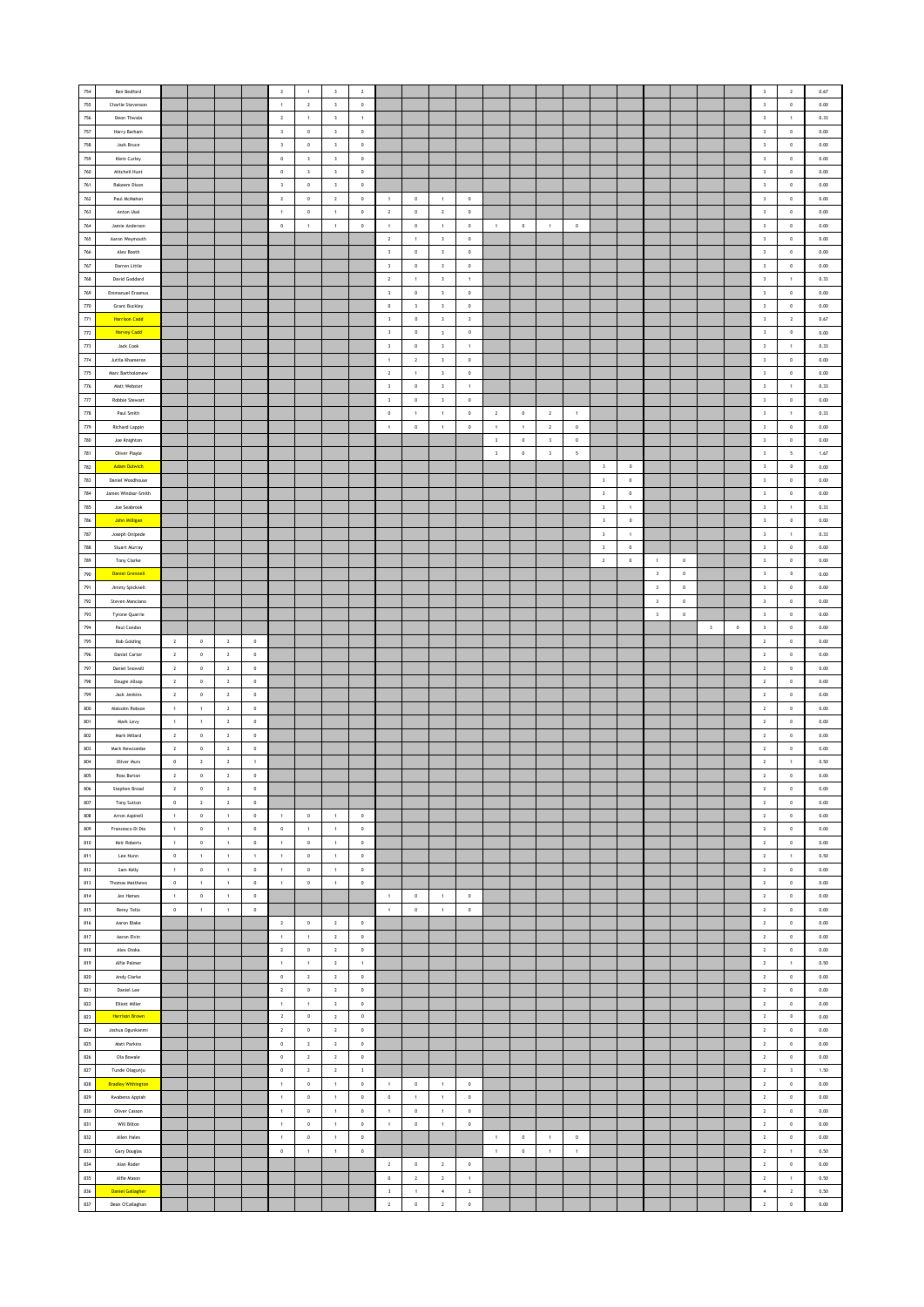| | | | | | | | | | | | | | | | | | | | | | | | | | | |
|---|---|---|---|---|---|---|---|---|---|---|---|---|---|---|---|---|---|---|---|---|---|---|---|---|---|---|
| 754 | Ben Bedford | | | | | 2 | 1 | 3 | 2 | | | | | | | | | | | | | | | 3 | 2 | 0.67 |
| 755 | Charlie Stevenson | | | | | 1 | 2 | 3 | 0 | | | | | | | | | | | | | | | 3 | 0 | 0.00 |
| 756 | Deon Thwals | | | | | 2 | 1 | 3 | 1 | | | | | | | | | | | | | | | 3 | 1 | 0.33 |
| 757 | Harry Barham | | | | | 3 | 0 | 3 | 0 | | | | | | | | | | | | | | | 3 | 0 | 0.00 |
| 758 | Jack Bruce | | | | | 3 | 0 | 3 | 0 | | | | | | | | | | | | | | | 3 | 0 | 0.00 |
| 759 | Klein Curley | | | | | 0 | 3 | 3 | 0 | | | | | | | | | | | | | | | 3 | 0 | 0.00 |
| 760 | Mitchell Hunt | | | | | 0 | 3 | 3 | 0 | | | | | | | | | | | | | | | 3 | 0 | 0.00 |
| 761 | Rakeem Dixon | | | | | 3 | 0 | 3 | 0 | | | | | | | | | | | | | | | 3 | 0 | 0.00 |
| 762 | Paul McMahon | | | | | 2 | 0 | 2 | 0 | 1 | 0 | 1 | 0 | | | | | | | | | | | 3 | 0 | 0.00 |
| 763 | Anton Ubal | | | | | 1 | 0 | 1 | 0 | 2 | 0 | 2 | 0 | | | | | | | | | | | 3 | 0 | 0.00 |
| 764 | Jamie Anderson | | | | | 0 | 1 | 1 | 0 | 1 | 0 | 1 | 0 | 1 | 0 | 1 | 0 | | | | | | | 3 | 0 | 0.00 |
| 765 | Aaron Weymouth | | | | | | | | | 2 | 1 | 3 | 0 | | | | | | | | | | | 3 | 0 | 0.00 |
| 766 | Alex Booth | | | | | | | | | 3 | 0 | 3 | 0 | | | | | | | | | | | 3 | 0 | 0.00 |
| 767 | Darren Little | | | | | | | | | 3 | 0 | 3 | 0 | | | | | | | | | | | 3 | 0 | 0.00 |
| 768 | David Goddard | | | | | | | | | 2 | 1 | 3 | 1 | | | | | | | | | | | 3 | 1 | 0.33 |
| 769 | Emmanuel Erasmus | | | | | | | | | 3 | 0 | 3 | 0 | | | | | | | | | | | 3 | 0 | 0.00 |
| 770 | Grant Buckley | | | | | | | | | 0 | 3 | 3 | 0 | | | | | | | | | | | 3 | 0 | 0.00 |
| 771 | Harrison Cadd | | | | | | | | | 3 | 0 | 3 | 2 | | | | | | | | | | | 3 | 2 | 0.67 |
| 772 | Harvey Cadd | | | | | | | | | 3 | 0 | 3 | 0 | | | | | | | | | | | 3 | 0 | 0.00 |
| 773 | Jack Cook | | | | | | | | | 3 | 0 | 3 | 1 | | | | | | | | | | | 3 | 1 | 0.33 |
| 774 | Jutila Khameron | | | | | | | | | 1 | 2 | 3 | 0 | | | | | | | | | | | 3 | 0 | 0.00 |
| 775 | Marc Bartholomew | | | | | | | | | 2 | 1 | 3 | 0 | | | | | | | | | | | 3 | 0 | 0.00 |
| 776 | Matt Webster | | | | | | | | | 3 | 0 | 3 | 1 | | | | | | | | | | | 3 | 1 | 0.33 |
| 777 | Robbie Stewart | | | | | | | | | 3 | 0 | 3 | 0 | | | | | | | | | | | 3 | 0 | 0.00 |
| 778 | Paul Smith | | | | | | | | | 0 | 1 | 1 | 0 | 2 | 0 | 2 | 1 | | | | | | | 3 | 1 | 0.33 |
| 779 | Richard Lappin | | | | | | | | | 1 | 0 | 1 | 0 | 1 | 1 | 2 | 0 | | | | | | | 3 | 0 | 0.00 |
| 780 | Joe Knighton | | | | | | | | | | | | | 3 | 0 | 3 | 0 | | | | | | | 3 | 0 | 0.00 |
| 781 | Oliver Playle | | | | | | | | | | | | | 3 | 0 | 3 | 5 | | | | | | | 3 | 5 | 1.67 |
| 782 | Adam Dulwich | | | | | | | | | | | | | | | | | 3 | 0 | | | | | 3 | 0 | 0.00 |
| 783 | Daniel Woodhouse | | | | | | | | | | | | | | | | | 3 | 0 | | | | | 3 | 0 | 0.00 |
| 784 | James Windsor-Smith | | | | | | | | | | | | | | | | | 3 | 0 | | | | | 3 | 0 | 0.00 |
| 785 | Joe Seabrook | | | | | | | | | | | | | | | | | 3 | 1 | | | | | 3 | 1 | 0.33 |
| 786 | John Milligan | | | | | | | | | | | | | | | | | 3 | 0 | | | | | 3 | 0 | 0.00 |
| 787 | Joseph Oripede | | | | | | | | | | | | | | | | | 3 | 1 | | | | | 3 | 1 | 0.33 |
| 788 | Stuart Murray | | | | | | | | | | | | | | | | | 3 | 0 | | | | | 3 | 0 | 0.00 |
| 789 | Tony Clarke | | | | | | | | | | | | | | | | | 2 | 0 | 1 | 0 | | | 3 | 0 | 0.00 |
| 790 | Daniel Greenell | | | | | | | | | | | | | | | | | | | 3 | 0 | | | 3 | 0 | 0.00 |
| 791 | Jimmy Spicknell | | | | | | | | | | | | | | | | | | | 3 | 0 | | | 3 | 0 | 0.00 |
| 792 | Steven Manciano | | | | | | | | | | | | | | | | | | | 3 | 0 | | | 3 | 0 | 0.00 |
| 793 | Tyrone Quarrie | | | | | | | | | | | | | | | | | | | 3 | 0 | | | 3 | 0 | 0.00 |
| 794 | Paul Condon | | | | | | | | | | | | | | | | | | | | | 3 | 0 | 3 | 0 | 0.00 |
| 795 | Bob Golding | 2 | 0 | 2 | 0 | | | | | | | | | | | | | | | | | | | 2 | 0 | 0.00 |
| 796 | Daniel Carter | 2 | 0 | 2 | 0 | | | | | | | | | | | | | | | | | | | 2 | 0 | 0.00 |
| 797 | Daniel Snowsill | 2 | 0 | 2 | 0 | | | | | | | | | | | | | | | | | | | 2 | 0 | 0.00 |
| 798 | Dougie Allsop | 2 | 0 | 2 | 0 | | | | | | | | | | | | | | | | | | | 2 | 0 | 0.00 |
| 799 | Jack Jenkins | 2 | 0 | 2 | 0 | | | | | | | | | | | | | | | | | | | 2 | 0 | 0.00 |
| 800 | Malcolm Robson | 1 | 1 | 2 | 0 | | | | | | | | | | | | | | | | | | | 2 | 0 | 0.00 |
| 801 | Mark Levy | 1 | 1 | 2 | 0 | | | | | | | | | | | | | | | | | | | 2 | 0 | 0.00 |
| 802 | Mark Millard | 2 | 0 | 2 | 0 | | | | | | | | | | | | | | | | | | | 2 | 0 | 0.00 |
| 803 | Mark Newcombe | 2 | 0 | 2 | 0 | | | | | | | | | | | | | | | | | | | 2 | 0 | 0.00 |
| 804 | Oliver Murs | 0 | 2 | 2 | 1 | | | | | | | | | | | | | | | | | | | 2 | 1 | 0.50 |
| 805 | Ross Barton | 2 | 0 | 2 | 0 | | | | | | | | | | | | | | | | | | | 2 | 0 | 0.00 |
| 806 | Stephen Broad | 2 | 0 | 2 | 0 | | | | | | | | | | | | | | | | | | | 2 | 0 | 0.00 |
| 807 | Tony Sutton | 0 | 2 | 2 | 0 | | | | | | | | | | | | | | | | | | | 2 | 0 | 0.00 |
| 808 | Arron Aspinell | 1 | 0 | 1 | 0 | 1 | 0 | 1 | 0 | | | | | | | | | | | | | | | 2 | 0 | 0.00 |
| 809 | Francesco Di Dia | 1 | 0 | 1 | 0 | 0 | 1 | 1 | 0 | | | | | | | | | | | | | | | 2 | 0 | 0.00 |
| 810 | Keir Roberts | 1 | 0 | 1 | 0 | 1 | 0 | 1 | 0 | | | | | | | | | | | | | | | 2 | 0 | 0.00 |
| 811 | Lee Nunn | 0 | 1 | 1 | 1 | 1 | 0 | 1 | 0 | | | | | | | | | | | | | | | 2 | 1 | 0.50 |
| 812 | Sam Kelly | 1 | 0 | 1 | 0 | 1 | 0 | 1 | 0 | | | | | | | | | | | | | | | 2 | 0 | 0.00 |
| 813 | Thomas Matthews | 0 | 1 | 1 | 0 | 1 | 0 | 1 | 0 | | | | | | | | | | | | | | | 2 | 0 | 0.00 |
| 814 | Jez Hames | 1 | 0 | 1 | 0 | | | | | 1 | 0 | 1 | 0 | | | | | | | | | | | 2 | 0 | 0.00 |
| 815 | Remy Tello | 0 | 1 | 1 | 0 | | | | | 1 | 0 | 1 | 0 | | | | | | | | | | | 2 | 0 | 0.00 |
| 816 | Aaron Blake | | | | | 2 | 0 | 2 | 0 | | | | | | | | | | | | | | | 2 | 0 | 0.00 |
| 817 | Aaron Elvin | | | | | 1 | 1 | 2 | 0 | | | | | | | | | | | | | | | 2 | 0 | 0.00 |
| 818 | Alex Otoka | | | | | 2 | 0 | 2 | 0 | | | | | | | | | | | | | | | 2 | 0 | 0.00 |
| 819 | Alfie Palmer | | | | | 1 | 1 | 2 | 1 | | | | | | | | | | | | | | | 2 | 1 | 0.50 |
| 820 | Andy Clarke | | | | | 0 | 2 | 2 | 0 | | | | | | | | | | | | | | | 2 | 0 | 0.00 |
| 821 | Daniel Lee | | | | | 2 | 0 | 2 | 0 | | | | | | | | | | | | | | | 2 | 0 | 0.00 |
| 822 | Elliott Miller | | | | | 1 | 1 | 2 | 0 | | | | | | | | | | | | | | | 2 | 0 | 0.00 |
| 823 | Harrison Brown | | | | | 2 | 0 | 2 | 0 | | | | | | | | | | | | | | | 2 | 0 | 0.00 |
| 824 | Joshua Ogunkanmi | | | | | 2 | 0 | 2 | 0 | | | | | | | | | | | | | | | 2 | 0 | 0.00 |
| 825 | Matt Parkins | | | | | 0 | 2 | 2 | 0 | | | | | | | | | | | | | | | 2 | 0 | 0.00 |
| 826 | Ola Bowale | | | | | 0 | 2 | 2 | 0 | | | | | | | | | | | | | | | 2 | 0 | 0.00 |
| 827 | Tunde Olagunju | | | | | 0 | 2 | 2 | 3 | | | | | | | | | | | | | | | 2 | 3 | 1.50 |
| 828 | Bradley Withington | | | | | 1 | 0 | 1 | 0 | 1 | 0 | 1 | 0 | | | | | | | | | | | 2 | 0 | 0.00 |
| 829 | Kwabena Appiah | | | | | 1 | 0 | 1 | 0 | 0 | 1 | 1 | 0 | | | | | | | | | | | 2 | 0 | 0.00 |
| 830 | Oliver Casson | | | | | 1 | 0 | 1 | 0 | 1 | 0 | 1 | 0 | | | | | | | | | | | 2 | 0 | 0.00 |
| 831 | Will Bilton | | | | | 1 | 0 | 1 | 0 | 1 | 0 | 1 | 0 | | | | | | | | | | | 2 | 0 | 0.00 |
| 832 | Allen Hales | | | | | 1 | 0 | 1 | 0 | | | | | 1 | 0 | 1 | 0 | | | | | | | 2 | 0 | 0.00 |
| 833 | Gary Douglas | | | | | 0 | 1 | 1 | 0 | | | | | 1 | 0 | 1 | 1 | | | | | | | 2 | 1 | 0.50 |
| 834 | Alan Roder | | | | | | | | | 2 | 0 | 2 | 0 | | | | | | | | | | | 2 | 0 | 0.00 |
| 835 | Alfie Mason | | | | | | | | | 0 | 2 | 2 | 1 | | | | | | | | | | | 2 | 1 | 0.50 |
| 836 | Daniel Gallagher | | | | | | | | | 3 | 1 | 4 | 2 | | | | | | | | | | | 4 | 2 | 0.50 |
| 837 | Dean O'Callaghan | | | | | | | | | 2 | 0 | 2 | 0 | | | | | | | | | | | 2 | 0 | 0.00 |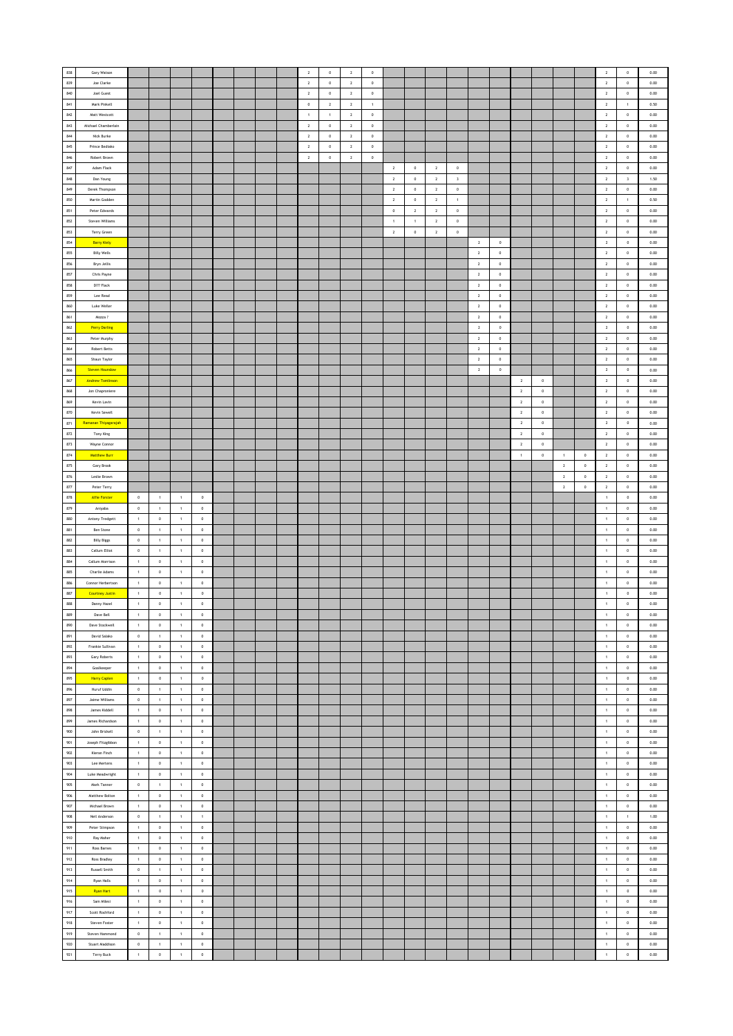| | | | | | | | | | | | | | | | | | | | | | | | | | | |
|---|---|---|---|---|---|---|---|---|---|---|---|---|---|---|---|---|---|---|---|---|---|---|---|---|---|---|
| 838 | Gary Watson | | | | | | | | | 2 | 0 | 2 | 0 | | | | | | | | | | | 2 | 0 | 0.00 |
| 839 | Joe Clarke | | | | | | | | | 2 | 0 | 2 | 0 | | | | | | | | | | | 2 | 0 | 0.00 |
| 840 | Joel Guest | | | | | | | | | 2 | 0 | 2 | 0 | | | | | | | | | | | 2 | 0 | 0.00 |
| 841 | Mark Pinkell | | | | | | | | | 0 | 2 | 2 | 1 | | | | | | | | | | | 2 | 1 | 0.50 |
| 842 | Matt Westcott | | | | | | | | | 1 | 1 | 2 | 0 | | | | | | | | | | | 2 | 0 | 0.00 |
| 843 | Michael Chamberlain | | | | | | | | | 2 | 0 | 2 | 0 | | | | | | | | | | | 2 | 0 | 0.00 |
| 844 | Nick Burke | | | | | | | | | 2 | 0 | 2 | 0 | | | | | | | | | | | 2 | 0 | 0.00 |
| 845 | Prince Bediako | | | | | | | | | 2 | 0 | 2 | 0 | | | | | | | | | | | 2 | 0 | 0.00 |
| 846 | Robert Brown | | | | | | | | | 2 | 0 | 2 | 0 | | | | | | | | | | | 2 | 0 | 0.00 |
| 847 | Adam Flack | | | | | | | | | | | | | 2 | 0 | 2 | 0 | | | | | | | 2 | 0 | 0.00 |
| 848 | Dan Young | | | | | | | | | | | | | 2 | 0 | 2 | 3 | | | | | | | 2 | 3 | 1.50 |
| 849 | Derek Thompson | | | | | | | | | | | | | 2 | 0 | 2 | 0 | | | | | | | 2 | 0 | 0.00 |
| 850 | Martin Godden | | | | | | | | | | | | | 2 | 0 | 2 | 1 | | | | | | | 2 | 1 | 0.50 |
| 851 | Peter Edwards | | | | | | | | | | | | | 0 | 2 | 2 | 0 | | | | | | | 2 | 0 | 0.00 |
| 852 | Steven Williams | | | | | | | | | | | | | 1 | 1 | 2 | 0 | | | | | | | 2 | 0 | 0.00 |
| 853 | Terry Green | | | | | | | | | | | | | 2 | 0 | 2 | 0 | | | | | | | 2 | 0 | 0.00 |
| 854 | Barry Kiely | | | | | | | | | | | | | | | | | 2 | 0 | | | | | 2 | 0 | 0.00 |
| 855 | Billy Wells | | | | | | | | | | | | | | | | | 2 | 0 | | | | | 2 | 0 | 0.00 |
| 856 | Bryn Jellis | | | | | | | | | | | | | | | | | 2 | 0 | | | | | 2 | 0 | 0.00 |
| 857 | Chris Payne | | | | | | | | | | | | | | | | | 2 | 0 | | | | | 2 | 0 | 0.00 |
| 858 | D?? Flack | | | | | | | | | | | | | | | | | 2 | 0 | | | | | 2 | 0 | 0.00 |
| 859 | Lee Reed | | | | | | | | | | | | | | | | | 2 | 0 | | | | | 2 | 0 | 0.00 |
| 860 | Luke Weller | | | | | | | | | | | | | | | | | 2 | 0 | | | | | 2 | 0 | 0.00 |
| 861 | Mozza ? | | | | | | | | | | | | | | | | | 2 | 0 | | | | | 2 | 0 | 0.00 |
| 862 | Perry Darling | | | | | | | | | | | | | | | | | 2 | 0 | | | | | 2 | 0 | 0.00 |
| 863 | Peter Murphy | | | | | | | | | | | | | | | | | 2 | 0 | | | | | 2 | 0 | 0.00 |
| 864 | Robert Betts | | | | | | | | | | | | | | | | | 2 | 0 | | | | | 2 | 0 | 0.00 |
| 865 | Shaun Taylor | | | | | | | | | | | | | | | | | 2 | 0 | | | | | 2 | 0 | 0.00 |
| 866 | Steven Hounslow | | | | | | | | | | | | | | | | | 2 | 0 | | | | | 2 | 0 | 0.00 |
| 867 | Andrew Tomlinson | | | | | | | | | | | | | | | | | | | 2 | 0 | | | 2 | 0 | 0.00 |
| 868 | Jon Chaproniere | | | | | | | | | | | | | | | | | | | 2 | 0 | | | 2 | 0 | 0.00 |
| 869 | Kevin Lavin | | | | | | | | | | | | | | | | | | | 2 | 0 | | | 2 | 0 | 0.00 |
| 870 | Kevin Sewell | | | | | | | | | | | | | | | | | | | 2 | 0 | | | 2 | 0 | 0.00 |
| 871 | Ramanan Thiyagarajah | | | | | | | | | | | | | | | | | | | 2 | 0 | | | 2 | 0 | 0.00 |
| 872 | Tony King | | | | | | | | | | | | | | | | | | | 2 | 0 | | | 2 | 0 | 0.00 |
| 873 | Wayne Connor | | | | | | | | | | | | | | | | | | | 2 | 0 | | | 2 | 0 | 0.00 |
| 874 | Matthew Burr | | | | | | | | | | | | | | | | | | | 1 | 0 | 1 | 0 | 2 | 0 | 0.00 |
| 875 | Gary Brook | | | | | | | | | | | | | | | | | | | | | 2 | 0 | 2 | 0 | 0.00 |
| 876 | Leslie Brown | | | | | | | | | | | | | | | | | | | | | 2 | 0 | 2 | 0 | 0.00 |
| 877 | Peter Terry | | | | | | | | | | | | | | | | | | | | | 2 | 0 | 2 | 0 | 0.00 |
| 878 | Alfie Forster | 0 | 1 | 1 | 0 | | | | | | | | | | | | | | | | | | | 1 | 0 | 0.00 |
| 879 | Anijaba | 0 | 1 | 1 | 0 | | | | | | | | | | | | | | | | | | | 1 | 0 | 0.00 |
| 880 | Antony Tredgett | 1 | 0 | 1 | 0 | | | | | | | | | | | | | | | | | | | 1 | 0 | 0.00 |
| 881 | Ben Stone | 0 | 1 | 1 | 0 | | | | | | | | | | | | | | | | | | | 1 | 0 | 0.00 |
| 882 | Billy Biggs | 0 | 1 | 1 | 0 | | | | | | | | | | | | | | | | | | | 1 | 0 | 0.00 |
| 883 | Callum Elliot | 0 | 1 | 1 | 0 | | | | | | | | | | | | | | | | | | | 1 | 0 | 0.00 |
| 884 | Callum Morrison | 1 | 0 | 1 | 0 | | | | | | | | | | | | | | | | | | | 1 | 0 | 0.00 |
| 885 | Charlie Adams | 1 | 0 | 1 | 0 | | | | | | | | | | | | | | | | | | | 1 | 0 | 0.00 |
| 886 | Connor Herbertson | 1 | 0 | 1 | 0 | | | | | | | | | | | | | | | | | | | 1 | 0 | 0.00 |
| 887 | Courtney Justin | 1 | 0 | 1 | 0 | | | | | | | | | | | | | | | | | | | 1 | 0 | 0.00 |
| 888 | Danny Hazel | 1 | 0 | 1 | 0 | | | | | | | | | | | | | | | | | | | 1 | 0 | 0.00 |
| 889 | Dave Bell | 1 | 0 | 1 | 0 | | | | | | | | | | | | | | | | | | | 1 | 0 | 0.00 |
| 890 | Dave Stockwell | 1 | 0 | 1 | 0 | | | | | | | | | | | | | | | | | | | 1 | 0 | 0.00 |
| 891 | David Salako | 0 | 1 | 1 | 0 | | | | | | | | | | | | | | | | | | | 1 | 0 | 0.00 |
| 892 | Frankie Sullivan | 1 | 0 | 1 | 0 | | | | | | | | | | | | | | | | | | | 1 | 0 | 0.00 |
| 893 | Gary Roberts | 1 | 0 | 1 | 0 | | | | | | | | | | | | | | | | | | | 1 | 0 | 0.00 |
| 894 | Goalkeeper | 1 | 0 | 1 | 0 | | | | | | | | | | | | | | | | | | | 1 | 0 | 0.00 |
| 895 | Harry Caplen | 1 | 0 | 1 | 0 | | | | | | | | | | | | | | | | | | | 1 | 0 | 0.00 |
| 896 | Huruf Uddin | 0 | 1 | 1 | 0 | | | | | | | | | | | | | | | | | | | 1 | 0 | 0.00 |
| 897 | Jaime Williams | 0 | 1 | 1 | 0 | | | | | | | | | | | | | | | | | | | 1 | 0 | 0.00 |
| 898 | James Riddell | 1 | 0 | 1 | 0 | | | | | | | | | | | | | | | | | | | 1 | 0 | 0.00 |
| 899 | James Richardson | 1 | 0 | 1 | 0 | | | | | | | | | | | | | | | | | | | 1 | 0 | 0.00 |
| 900 | John Brickell | 0 | 1 | 1 | 0 | | | | | | | | | | | | | | | | | | | 1 | 0 | 0.00 |
| 901 | Joseph Fitzgibbon | 1 | 0 | 1 | 0 | | | | | | | | | | | | | | | | | | | 1 | 0 | 0.00 |
| 902 | Kieran Finch | 1 | 0 | 1 | 0 | | | | | | | | | | | | | | | | | | | 1 | 0 | 0.00 |
| 903 | Lee Mertens | 1 | 0 | 1 | 0 | | | | | | | | | | | | | | | | | | | 1 | 0 | 0.00 |
| 904 | Luke Meadwright | 1 | 0 | 1 | 0 | | | | | | | | | | | | | | | | | | | 1 | 0 | 0.00 |
| 905 | Mark Tanner | 0 | 1 | 1 | 0 | | | | | | | | | | | | | | | | | | | 1 | 0 | 0.00 |
| 906 | Matthew Bolton | 1 | 0 | 1 | 0 | | | | | | | | | | | | | | | | | | | 1 | 0 | 0.00 |
| 907 | Michael Brown | 1 | 0 | 1 | 0 | | | | | | | | | | | | | | | | | | | 1 | 0 | 0.00 |
| 908 | Neil Anderson | 0 | 1 | 1 | 1 | | | | | | | | | | | | | | | | | | | 1 | 1 | 1.00 |
| 909 | Peter Stimpson | 1 | 0 | 1 | 0 | | | | | | | | | | | | | | | | | | | 1 | 0 | 0.00 |
| 910 | Ray Maher | 1 | 0 | 1 | 0 | | | | | | | | | | | | | | | | | | | 1 | 0 | 0.00 |
| 911 | Ross Barnes | 1 | 0 | 1 | 0 | | | | | | | | | | | | | | | | | | | 1 | 0 | 0.00 |
| 912 | Ross Bradley | 1 | 0 | 1 | 0 | | | | | | | | | | | | | | | | | | | 1 | 0 | 0.00 |
| 913 | Russell Smith | 0 | 1 | 1 | 0 | | | | | | | | | | | | | | | | | | | 1 | 0 | 0.00 |
| 914 | Ryan Halls | 1 | 0 | 1 | 0 | | | | | | | | | | | | | | | | | | | 1 | 0 | 0.00 |
| 915 | Ryan Hart | 1 | 0 | 1 | 0 | | | | | | | | | | | | | | | | | | | 1 | 0 | 0.00 |
| 916 | Sam Milesi | 1 | 0 | 1 | 0 | | | | | | | | | | | | | | | | | | | 1 | 0 | 0.00 |
| 917 | Scott Rochford | 1 | 0 | 1 | 0 | | | | | | | | | | | | | | | | | | | 1 | 0 | 0.00 |
| 918 | Steven Foster | 1 | 0 | 1 | 0 | | | | | | | | | | | | | | | | | | | 1 | 0 | 0.00 |
| 919 | Steven Hammond | 0 | 1 | 1 | 0 | | | | | | | | | | | | | | | | | | | 1 | 0 | 0.00 |
| 920 | Stuart Maddison | 0 | 1 | 1 | 0 | | | | | | | | | | | | | | | | | | | 1 | 0 | 0.00 |
| 921 | Terry Buck | 1 | 0 | 1 | 0 | | | | | | | | | | | | | | | | | | | 1 | 0 | 0.00 |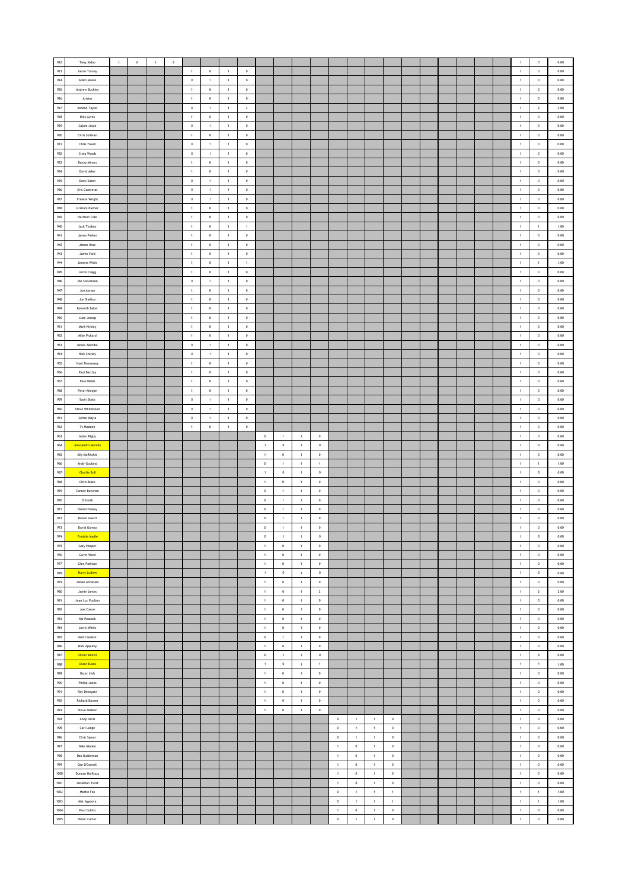| | | | | | | | | | | | | | | | | | | | | | | | | | | |
|---|---|---|---|---|---|---|---|---|---|---|---|---|---|---|---|---|---|---|---|---|---|---|---|---|---|---|
| 922 | Tony Aldoo | 1 | 0 | 1 | 0 | | | | | | | | | | | | | | | | | | | 1 | 0 | 0.00 |
| 923 | Aaron Turvey | | | | | 1 | 0 | 1 | 0 | | | | | | | | | | | | | | | 1 | 0 | 0.00 |
| 924 | Adam Moore | | | | | 0 | 1 | 1 | 0 | | | | | | | | | | | | | | | 1 | 0 | 0.00 |
| 925 | Andrew Buckley | | | | | 1 | 0 | 1 | 0 | | | | | | | | | | | | | | | 1 | 0 | 0.00 |
| 926 | Aristos | | | | | 1 | 0 | 1 | 0 | | | | | | | | | | | | | | | 1 | 0 | 0.00 |
| 927 | Ashdon Taylor | | | | | 0 | 1 | 1 | 2 | | | | | | | | | | | | | | | 1 | 2 | 2.00 |
| 928 | Billy Ayres | | | | | 1 | 0 | 1 | 0 | | | | | | | | | | | | | | | 1 | 0 | 0.00 |
| 929 | Calum Joyce | | | | | 0 | 1 | 1 | 0 | | | | | | | | | | | | | | | 1 | 0 | 0.00 |
| 930 | Chris Sullivan | | | | | 1 | 0 | 1 | 0 | | | | | | | | | | | | | | | 1 | 0 | 0.00 |
| 931 | Chris Yoxall | | | | | 0 | 1 | 1 | 0 | | | | | | | | | | | | | | | 1 | 0 | 0.00 |
| 932 | Craig Woods | | | | | 0 | 1 | 1 | 0 | | | | | | | | | | | | | | | 1 | 0 | 0.00 |
| 933 | Danny Minors | | | | | 1 | 0 | 1 | 0 | | | | | | | | | | | | | | | 1 | 0 | 0.00 |
| 934 | David Adae | | | | | 1 | 0 | 1 | 0 | | | | | | | | | | | | | | | 1 | 0 | 0.00 |
| 935 | Drew Eaton | | | | | 0 | 1 | 1 | 0 | | | | | | | | | | | | | | | 1 | 0 | 0.00 |
| 936 | Eric Contreras | | | | | 0 | 1 | 1 | 0 | | | | | | | | | | | | | | | 1 | 0 | 0.00 |
| 937 | Frankie Wright | | | | | 0 | 1 | 1 | 0 | | | | | | | | | | | | | | | 1 | 0 | 0.00 |
| 938 | Graham Palmer | | | | | 1 | 0 | 1 | 0 | | | | | | | | | | | | | | | 1 | 0 | 0.00 |
| 939 | Harrison Cole | | | | | 1 | 0 | 1 | 0 | | | | | | | | | | | | | | | 1 | 0 | 0.00 |
| 940 | Jack Tindale | | | | | 1 | 0 | 1 | 1 | | | | | | | | | | | | | | | 1 | 1 | 1.00 |
| 941 | James Parker | | | | | 1 | 0 | 1 | 0 | | | | | | | | | | | | | | | 1 | 0 | 0.00 |
| 942 | James Rose | | | | | 1 | 0 | 1 | 0 | | | | | | | | | | | | | | | 1 | 0 | 0.00 |
| 943 | Jamie Ford | | | | | 1 | 0 | 1 | 0 | | | | | | | | | | | | | | | 1 | 0 | 0.00 |
| 944 | Jerome Wicks | | | | | 1 | 0 | 1 | 1 | | | | | | | | | | | | | | | 1 | 1 | 1.00 |
| 945 | Jeron Cragg | | | | | 1 | 0 | 1 | 0 | | | | | | | | | | | | | | | 1 | 0 | 0.00 |
| 946 | Joe Stevenson | | | | | 0 | 1 | 1 | 0 | | | | | | | | | | | | | | | 1 | 0 | 0.00 |
| 947 | Jon Abram | | | | | 1 | 0 | 1 | 0 | | | | | | | | | | | | | | | 1 | 0 | 0.00 |
| 948 | Jon Shelton | | | | | 1 | 0 | 1 | 0 | | | | | | | | | | | | | | | 1 | 0 | 0.00 |
| 949 | Kenneth Baker | | | | | 1 | 0 | 1 | 0 | | | | | | | | | | | | | | | 1 | 0 | 0.00 |
| 950 | Liam Jessop | | | | | 1 | 0 | 1 | 0 | | | | | | | | | | | | | | | 1 | 0 | 0.00 |
| 951 | Mark Kirkley | | | | | 1 | 0 | 1 | 0 | | | | | | | | | | | | | | | 1 | 0 | 0.00 |
| 952 | Mike Pickard | | | | | 1 | 0 | 1 | 0 | | | | | | | | | | | | | | | 1 | 0 | 0.00 |
| 953 | Moses Adetiba | | | | | 0 | 1 | 1 | 0 | | | | | | | | | | | | | | | 1 | 0 | 0.00 |
| 954 | Nick Cowley | | | | | 0 | 1 | 1 | 0 | | | | | | | | | | | | | | | 1 | 0 | 0.00 |
| 955 | Noel Fennessey | | | | | 1 | 0 | 1 | 0 | | | | | | | | | | | | | | | 1 | 0 | 0.00 |
| 956 | Paul Barclay | | | | | 1 | 0 | 1 | 0 | | | | | | | | | | | | | | | 1 | 0 | 0.00 |
| 957 | Paul Webb | | | | | 1 | 0 | 1 | 0 | | | | | | | | | | | | | | | 1 | 0 | 0.00 |
| 958 | Peter Morgan | | | | | 1 | 0 | 1 | 0 | | | | | | | | | | | | | | | 1 | 0 | 0.00 |
| 959 | Scott Boyle | | | | | 0 | 1 | 1 | 0 | | | | | | | | | | | | | | | 1 | 0 | 0.00 |
| 960 | Steve Whitehead | | | | | 0 | 1 | 1 | 0 | | | | | | | | | | | | | | | 1 | 0 | 0.00 |
| 961 | Sufian Majita | | | | | 0 | 1 | 1 | 0 | | | | | | | | | | | | | | | 1 | 0 | 0.00 |
| 962 | Ty Madden | | | | | 1 | 0 | 1 | 0 | | | | | | | | | | | | | | | 1 | 0 | 0.00 |
| 963 | Adam Rigby | | | | | | | | | 0 | 1 | 1 | 0 | | | | | | | | | | | 1 | 0 | 0.00 |
| 964 | Alessandro Morello | | | | | | | | | 1 | 0 | 1 | 0 | | | | | | | | | | | 1 | 0 | 0.00 |
| 965 | Ally McRitchie | | | | | | | | | 1 | 0 | 1 | 0 | | | | | | | | | | | 1 | 0 | 0.00 |
| 966 | Andy Gouland | | | | | | | | | 0 | 1 | 1 | 1 | | | | | | | | | | | 1 | 1 | 1.00 |
| 967 | Charlie Bull | | | | | | | | | 1 | 0 | 1 | 0 | | | | | | | | | | | 1 | 0 | 0.00 |
| 968 | Chris Blake | | | | | | | | | 1 | 0 | 1 | 0 | | | | | | | | | | | 1 | 0 | 0.00 |
| 969 | Connor Bowman | | | | | | | | | 0 | 1 | 1 | 0 | | | | | | | | | | | 1 | 0 | 0.00 |
| 970 | D Smith | | | | | | | | | 0 | 1 | 1 | 0 | | | | | | | | | | | 1 | 0 | 0.00 |
| 971 | Daniel Fossey | | | | | | | | | 0 | 1 | 1 | 0 | | | | | | | | | | | 1 | 0 | 0.00 |
| 972 | Daniel Guard | | | | | | | | | 0 | 1 | 1 | 0 | | | | | | | | | | | 1 | 0 | 0.00 |
| 973 | David Gomez | | | | | | | | | 0 | 1 | 1 | 0 | | | | | | | | | | | 1 | 0 | 0.00 |
| 974 | Freddie Madle | | | | | | | | | 0 | 1 | 1 | 0 | | | | | | | | | | | 1 | 0 | 0.00 |
| 975 | Gary Hooper | | | | | | | | | 1 | 0 | 1 | 0 | | | | | | | | | | | 1 | 0 | 0.00 |
| 976 | Gavin Ward | | | | | | | | | 1 | 0 | 1 | 0 | | | | | | | | | | | 1 | 0 | 0.00 |
| 977 | Glen Pattison | | | | | | | | | 1 | 0 | 1 | 0 | | | | | | | | | | | 1 | 0 | 0.00 |
| 978 | Harry Ludlow | | | | | | | | | 1 | 0 | 1 | 0 | | | | | | | | | | | 1 | 0 | 0.00 |
| 979 | James Abraham | | | | | | | | | 1 | 0 | 1 | 0 | | | | | | | | | | | 1 | 0 | 0.00 |
| 980 | Jamie James | | | | | | | | | 1 | 0 | 1 | 2 | | | | | | | | | | | 1 | 2 | 2.00 |
| 981 | Jean Luc Poulton | | | | | | | | | 1 | 0 | 1 | 0 | | | | | | | | | | | 1 | 0 | 0.00 |
| 982 | Joel Carne | | | | | | | | | 1 | 0 | 1 | 0 | | | | | | | | | | | 1 | 0 | 0.00 |
| 983 | Kai Peacock | | | | | | | | | 1 | 0 | 1 | 0 | | | | | | | | | | | 1 | 0 | 0.00 |
| 984 | Lewis White | | | | | | | | | 1 | 0 | 1 | 0 | | | | | | | | | | | 1 | 0 | 0.00 |
| 985 | Neil Credent | | | | | | | | | 0 | 1 | 1 | 0 | | | | | | | | | | | 1 | 0 | 0.00 |
| 986 | Nick Appleby | | | | | | | | | 1 | 0 | 1 | 0 | | | | | | | | | | | 1 | 0 | 0.00 |
| 987 | Oliver Keevil | | | | | | | | | 0 | 1 | 1 | 0 | | | | | | | | | | | 1 | 0 | 0.00 |
| 988 | Oscar Evans | | | | | | | | | 1 | 0 | 1 | 1 | | | | | | | | | | | 1 | 1 | 1.00 |
| 989 | Oscar Irish | | | | | | | | | 1 | 0 | 1 | 0 | | | | | | | | | | | 1 | 0 | 0.00 |
| 990 | Phillip Jones | | | | | | | | | 1 | 0 | 1 | 0 | | | | | | | | | | | 1 | 0 | 0.00 |
| 991 | Ray Dekeyzer | | | | | | | | | 1 | 0 | 1 | 0 | | | | | | | | | | | 1 | 0 | 0.00 |
| 992 | Richard Barnes | | | | | | | | | 1 | 0 | 1 | 0 | | | | | | | | | | | 1 | 0 | 0.00 |
| 993 | Steve Walker | | | | | | | | | 1 | 0 | 1 | 0 | | | | | | | | | | | 1 | 0 | 0.00 |
| 994 | Andy Davis | | | | | | | | | | | | | 0 | 1 | 1 | 0 | | | | | | | 1 | 0 | 0.00 |
| 995 | Carl Lodge | | | | | | | | | | | | | 0 | 1 | 1 | 0 | | | | | | | 1 | 0 | 0.00 |
| 996 | Chris Symes | | | | | | | | | | | | | 0 | 1 | 1 | 0 | | | | | | | 1 | 0 | 0.00 |
| 997 | Dale Gladen | | | | | | | | | | | | | 1 | 0 | 1 | 0 | | | | | | | 1 | 0 | 0.00 |
| 998 | Dan Buttleman | | | | | | | | | | | | | 1 | 0 | 1 | 0 | | | | | | | 1 | 0 | 0.00 |
| 999 | Dan O'Connell | | | | | | | | | | | | | 1 | 0 | 1 | 0 | | | | | | | 1 | 0 | 0.00 |
| 1000 | Duncan Halfhozz | | | | | | | | | | | | | 1 | 0 | 1 | 0 | | | | | | | 1 | 0 | 0.00 |
| 1001 | Jonathan Twist | | | | | | | | | | | | | 1 | 0 | 1 | 0 | | | | | | | 1 | 0 | 0.00 |
| 1002 | Martin Fox | | | | | | | | | | | | | 0 | 1 | 1 | 1 | | | | | | | 1 | 1 | 1.00 |
| 1003 | Mat Agyekva | | | | | | | | | | | | | 0 | 1 | 1 | 1 | | | | | | | 1 | 1 | 1.00 |
| 1004 | Paul Collins | | | | | | | | | | | | | 1 | 0 | 1 | 0 | | | | | | | 1 | 0 | 0.00 |
| 1005 | Peter Carter | | | | | | | | | | | | | 0 | 1 | 1 | 0 | | | | | | | 1 | 0 | 0.00 |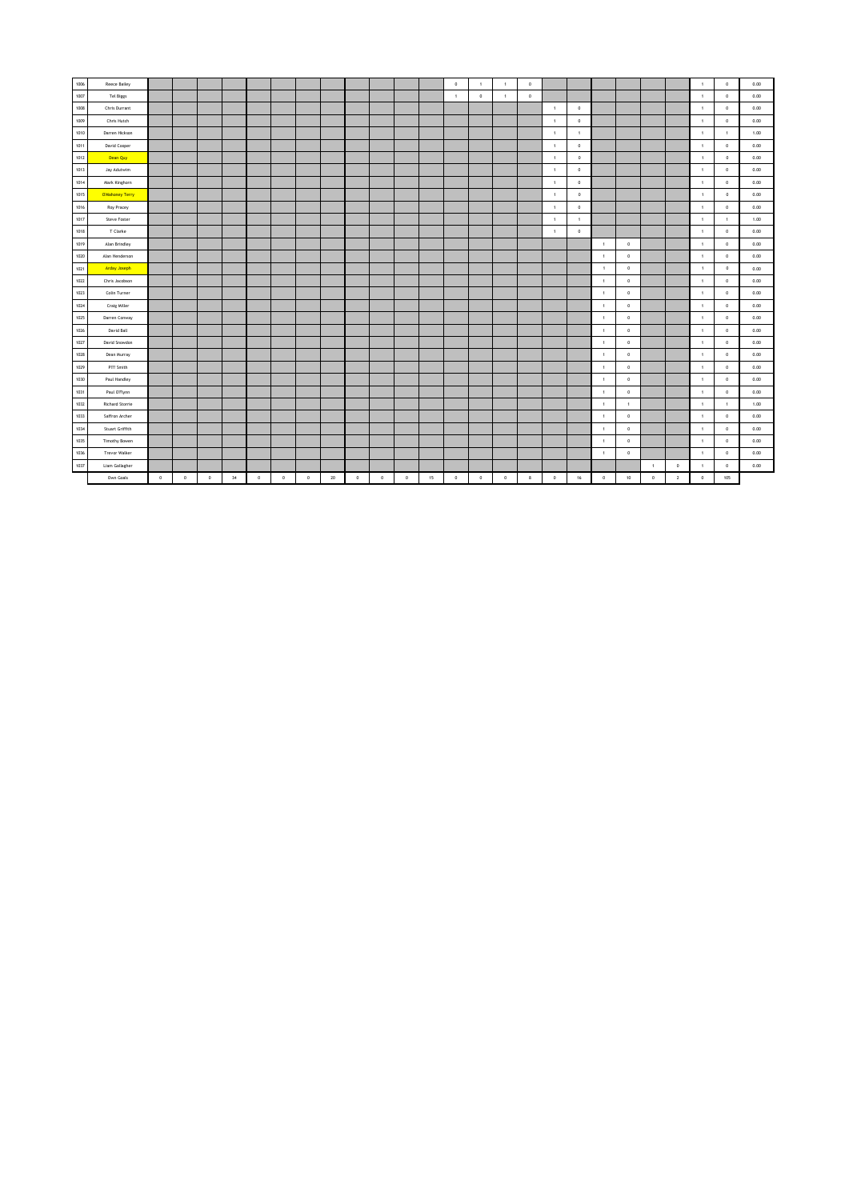| | | | | | | | | | | | | | | | | | | | | | | | | | | |
|---|---|---|---|---|---|---|---|---|---|---|---|---|---|---|---|---|---|---|---|---|---|---|---|---|---|---|
| 1006 | Reece Bailey | | | | | | | | | | | | | 0 | 1 | 1 | 0 | | | | | | | 1 | 0 | 0.00 |
| 1007 | Tel Biggs | | | | | | | | | | | | | 1 | 0 | 1 | 0 | | | | | | | 1 | 0 | 0.00 |
| 1008 | Chris Durrant | | | | | | | | | | | | | | | | | 1 | 0 | | | | | 1 | 0 | 0.00 |
| 1009 | Chris Hutch | | | | | | | | | | | | | | | | | 1 | 0 | | | | | 1 | 0 | 0.00 |
| 1010 | Darren Hickson | | | | | | | | | | | | | | | | | 1 | 1 | | | | | 1 | 1 | 1.00 |
| 1011 | David Cooper | | | | | | | | | | | | | | | | | 1 | 0 | | | | | 1 | 0 | 0.00 |
| 1012 | Dean Quy | | | | | | | | | | | | | | | | | 1 | 0 | | | | | 1 | 0 | 0.00 |
| 1013 | Jay Adutwim | | | | | | | | | | | | | | | | | 1 | 0 | | | | | 1 | 0 | 0.00 |
| 1014 | Mark Ringhorn | | | | | | | | | | | | | | | | | 1 | 0 | | | | | 1 | 0 | 0.00 |
| 1015 | O'Mahoney Terry | | | | | | | | | | | | | | | | | 1 | 0 | | | | | 1 | 0 | 0.00 |
| 1016 | Roy Pracey | | | | | | | | | | | | | | | | | 1 | 0 | | | | | 1 | 0 | 0.00 |
| 1017 | Steve Foster | | | | | | | | | | | | | | | | | 1 | 1 | | | | | 1 | 1 | 1.00 |
| 1018 | T Clarke | | | | | | | | | | | | | | | | | 1 | 0 | | | | | 1 | 0 | 0.00 |
| 1019 | Alan Brindley | | | | | | | | | | | | | | | | | | | 1 | 0 | | | 1 | 0 | 0.00 |
| 1020 | Alan Henderson | | | | | | | | | | | | | | | | | | | 1 | 0 | | | 1 | 0 | 0.00 |
| 1021 | Ardley Joseph | | | | | | | | | | | | | | | | | | | 1 | 0 | | | 1 | 0 | 0.00 |
| 1022 | Chris Jacobson | | | | | | | | | | | | | | | | | | | 1 | 0 | | | 1 | 0 | 0.00 |
| 1023 | Colin Turner | | | | | | | | | | | | | | | | | | | 1 | 0 | | | 1 | 0 | 0.00 |
| 1024 | Craig Miller | | | | | | | | | | | | | | | | | | | 1 | 0 | | | 1 | 0 | 0.00 |
| 1025 | Darren Conway | | | | | | | | | | | | | | | | | | | 1 | 0 | | | 1 | 0 | 0.00 |
| 1026 | David Ball | | | | | | | | | | | | | | | | | | | 1 | 0 | | | 1 | 0 | 0.00 |
| 1027 | David Snowdon | | | | | | | | | | | | | | | | | | | 1 | 0 | | | 1 | 0 | 0.00 |
| 1028 | Dean Murray | | | | | | | | | | | | | | | | | | | 1 | 0 | | | 1 | 0 | 0.00 |
| 1029 | P!!! Smith | | | | | | | | | | | | | | | | | | | 1 | 0 | | | 1 | 0 | 0.00 |
| 1030 | Paul Handley | | | | | | | | | | | | | | | | | | | 1 | 0 | | | 1 | 0 | 0.00 |
| 1031 | Paul O'Flynn | | | | | | | | | | | | | | | | | | | 1 | 0 | | | 1 | 0 | 0.00 |
| 1032 | Richard Storrie | | | | | | | | | | | | | | | | | | | 1 | 1 | | | 1 | 1 | 1.00 |
| 1033 | Saffron Archer | | | | | | | | | | | | | | | | | | | 1 | 0 | | | 1 | 0 | 0.00 |
| 1034 | Stuart Griffith | | | | | | | | | | | | | | | | | | | 1 | 0 | | | 1 | 0 | 0.00 |
| 1035 | Timothy Bowen | | | | | | | | | | | | | | | | | | | 1 | 0 | | | 1 | 0 | 0.00 |
| 1036 | Trevor Walker | | | | | | | | | | | | | | | | | | | 1 | 0 | | | 1 | 0 | 0.00 |
| 1037 | Liam Gallagher | | | | | | | | | | | | | | | | | | | | | 1 | 0 | 1 | 0 | 0.00 |
| | Own Goals | 0 | 0 | 0 | 34 | 0 | 0 | 0 | 20 | 0 | 0 | 0 | 15 | 0 | 0 | 0 | 8 | 0 | 16 | 0 | 10 | 0 | 2 | 0 | 105 | |